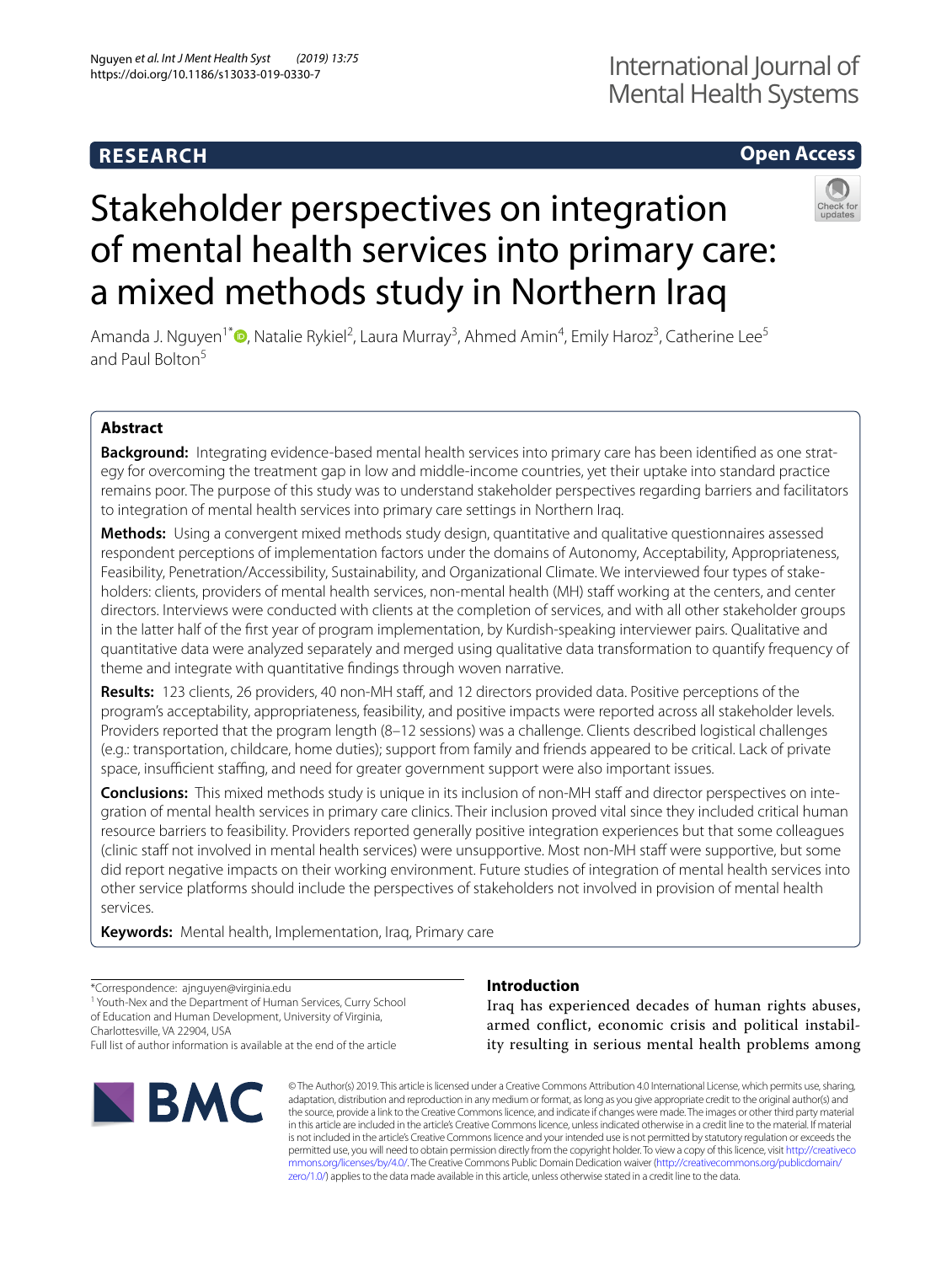# RESEARCH

**Open Access**

# Stakeholder perspectives on integration of mental health services into primary care: a mixed methods study in Northern Iraq

Amanda J. Nguyen[1*], Natalie Rykiel[2], Laura Murray[3], Ahmed Amin[4], Emily Haroz[3], Catherine Lee[5] and Paul Bolton[5]

## Abstract

**Background:** Integrating evidence-based mental health services into primary care has been identified as one strategy for overcoming the treatment gap in low and middle-income countries, yet their uptake into standard practice remains poor. The purpose of this study was to understand stakeholder perspectives regarding barriers and facilitators to integration of mental health services into primary care settings in Northern Iraq.

**Methods:** Using a convergent mixed methods study design, quantitative and qualitative questionnaires assessed respondent perceptions of implementation factors under the domains of Autonomy, Acceptability, Appropriateness, Feasibility, Penetration/Accessibility, Sustainability, and Organizational Climate. We interviewed four types of stakeholders: clients, providers of mental health services, non-mental health (MH) staff working at the centers, and center directors. Interviews were conducted with clients at the completion of services, and with all other stakeholder groups in the latter half of the first year of program implementation, by Kurdish-speaking interviewer pairs. Qualitative and quantitative data were analyzed separately and merged using qualitative data transformation to quantify frequency of theme and integrate with quantitative findings through woven narrative.

**Results:** 123 clients, 26 providers, 40 non-MH staff, and 12 directors provided data. Positive perceptions of the program's acceptability, appropriateness, feasibility, and positive impacts were reported across all stakeholder levels. Providers reported that the program length (8–12 sessions) was a challenge. Clients described logistical challenges (e.g.: transportation, childcare, home duties); support from family and friends appeared to be critical. Lack of private space, insufficient staffing, and need for greater government support were also important issues.

**Conclusions:** This mixed methods study is unique in its inclusion of non-MH staff and director perspectives on integration of mental health services in primary care clinics. Their inclusion proved vital since they included critical human resource barriers to feasibility. Providers reported generally positive integration experiences but that some colleagues (clinic staff not involved in mental health services) were unsupportive. Most non-MH staff were supportive, but some did report negative impacts on their working environment. Future studies of integration of mental health services into other service platforms should include the perspectives of stakeholders not involved in provision of mental health services.

**Keywords:** Mental health, Implementation, Iraq, Primary care

*Correspondence: ajnguyen@virginia.edu
[1] Youth-Nex and the Department of Human Services, Curry School of Education and Human Development, University of Virginia, Charlottesville, VA 22904, USA
Full list of author information is available at the end of the article

## Introduction

Iraq has experienced decades of human rights abuses, armed conflict, economic crisis and political instability resulting in serious mental health problems among

© The Author(s) 2019. This article is licensed under a Creative Commons Attribution 4.0 International License, which permits use, sharing, adaptation, distribution and reproduction in any medium or format, as long as you give appropriate credit to the original author(s) and the source, provide a link to the Creative Commons licence, and indicate if changes were made. The images or other third party material in this article are included in the article's Creative Commons licence, unless indicated otherwise in a credit line to the material. If material is not included in the article's Creative Commons licence and your intended use is not permitted by statutory regulation or exceeds the permitted use, you will need to obtain permission directly from the copyright holder. To view a copy of this licence, visit http://creativecommons.org/licenses/by/4.0/. The Creative Commons Public Domain Dedication waiver (http://creativecommons.org/publicdomain/zero/1.0/) applies to the data made available in this article, unless otherwise stated in a credit line to the data.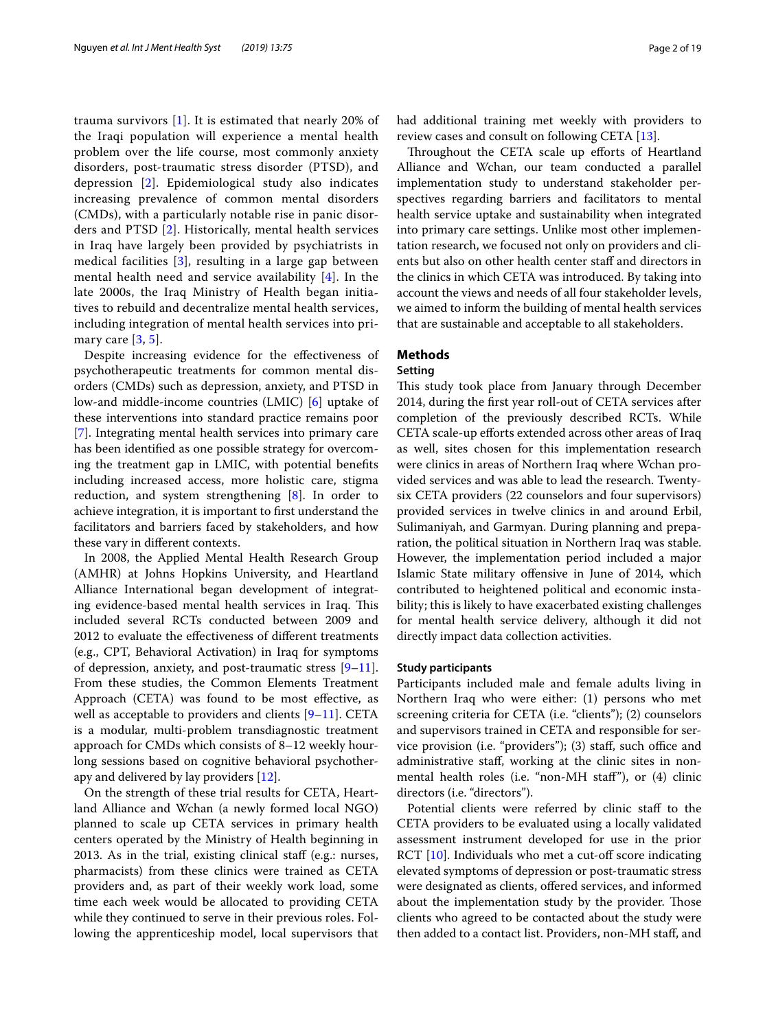trauma survivors [1]. It is estimated that nearly 20% of the Iraqi population will experience a mental health problem over the life course, most commonly anxiety disorders, post-traumatic stress disorder (PTSD), and depression [2]. Epidemiological study also indicates increasing prevalence of common mental disorders (CMDs), with a particularly notable rise in panic disorders and PTSD [2]. Historically, mental health services in Iraq have largely been provided by psychiatrists in medical facilities [3], resulting in a large gap between mental health need and service availability [4]. In the late 2000s, the Iraq Ministry of Health began initiatives to rebuild and decentralize mental health services, including integration of mental health services into primary care [3, 5].

Despite increasing evidence for the effectiveness of psychotherapeutic treatments for common mental disorders (CMDs) such as depression, anxiety, and PTSD in low-and middle-income countries (LMIC) [6] uptake of these interventions into standard practice remains poor [7]. Integrating mental health services into primary care has been identified as one possible strategy for overcoming the treatment gap in LMIC, with potential benefits including increased access, more holistic care, stigma reduction, and system strengthening [8]. In order to achieve integration, it is important to first understand the facilitators and barriers faced by stakeholders, and how these vary in different contexts.

In 2008, the Applied Mental Health Research Group (AMHR) at Johns Hopkins University, and Heartland Alliance International began development of integrating evidence-based mental health services in Iraq. This included several RCTs conducted between 2009 and 2012 to evaluate the effectiveness of different treatments (e.g., CPT, Behavioral Activation) in Iraq for symptoms of depression, anxiety, and post-traumatic stress [9–11]. From these studies, the Common Elements Treatment Approach (CETA) was found to be most effective, as well as acceptable to providers and clients [9–11]. CETA is a modular, multi-problem transdiagnostic treatment approach for CMDs which consists of 8–12 weekly hour-long sessions based on cognitive behavioral psychotherapy and delivered by lay providers [12].

On the strength of these trial results for CETA, Heartland Alliance and Wchan (a newly formed local NGO) planned to scale up CETA services in primary health centers operated by the Ministry of Health beginning in 2013. As in the trial, existing clinical staff (e.g.: nurses, pharmacists) from these clinics were trained as CETA providers and, as part of their weekly work load, some time each week would be allocated to providing CETA while they continued to serve in their previous roles. Following the apprenticeship model, local supervisors that had additional training met weekly with providers to review cases and consult on following CETA [13].

Throughout the CETA scale up efforts of Heartland Alliance and Wchan, our team conducted a parallel implementation study to understand stakeholder perspectives regarding barriers and facilitators to mental health service uptake and sustainability when integrated into primary care settings. Unlike most other implementation research, we focused not only on providers and clients but also on other health center staff and directors in the clinics in which CETA was introduced. By taking into account the views and needs of all four stakeholder levels, we aimed to inform the building of mental health services that are sustainable and acceptable to all stakeholders.

## Methods

### Setting

This study took place from January through December 2014, during the first year roll-out of CETA services after completion of the previously described RCTs. While CETA scale-up efforts extended across other areas of Iraq as well, sites chosen for this implementation research were clinics in areas of Northern Iraq where Wchan provided services and was able to lead the research. Twenty-six CETA providers (22 counselors and four supervisors) provided services in twelve clinics in and around Erbil, Sulimaniyah, and Garmyan. During planning and preparation, the political situation in Northern Iraq was stable. However, the implementation period included a major Islamic State military offensive in June of 2014, which contributed to heightened political and economic instability; this is likely to have exacerbated existing challenges for mental health service delivery, although it did not directly impact data collection activities.

### Study participants

Participants included male and female adults living in Northern Iraq who were either: (1) persons who met screening criteria for CETA (i.e. "clients"); (2) counselors and supervisors trained in CETA and responsible for service provision (i.e. "providers"); (3) staff, such office and administrative staff, working at the clinic sites in non-mental health roles (i.e. "non-MH staff"), or (4) clinic directors (i.e. "directors").

Potential clients were referred by clinic staff to the CETA providers to be evaluated using a locally validated assessment instrument developed for use in the prior RCT [10]. Individuals who met a cut-off score indicating elevated symptoms of depression or post-traumatic stress were designated as clients, offered services, and informed about the implementation study by the provider. Those clients who agreed to be contacted about the study were then added to a contact list. Providers, non-MH staff, and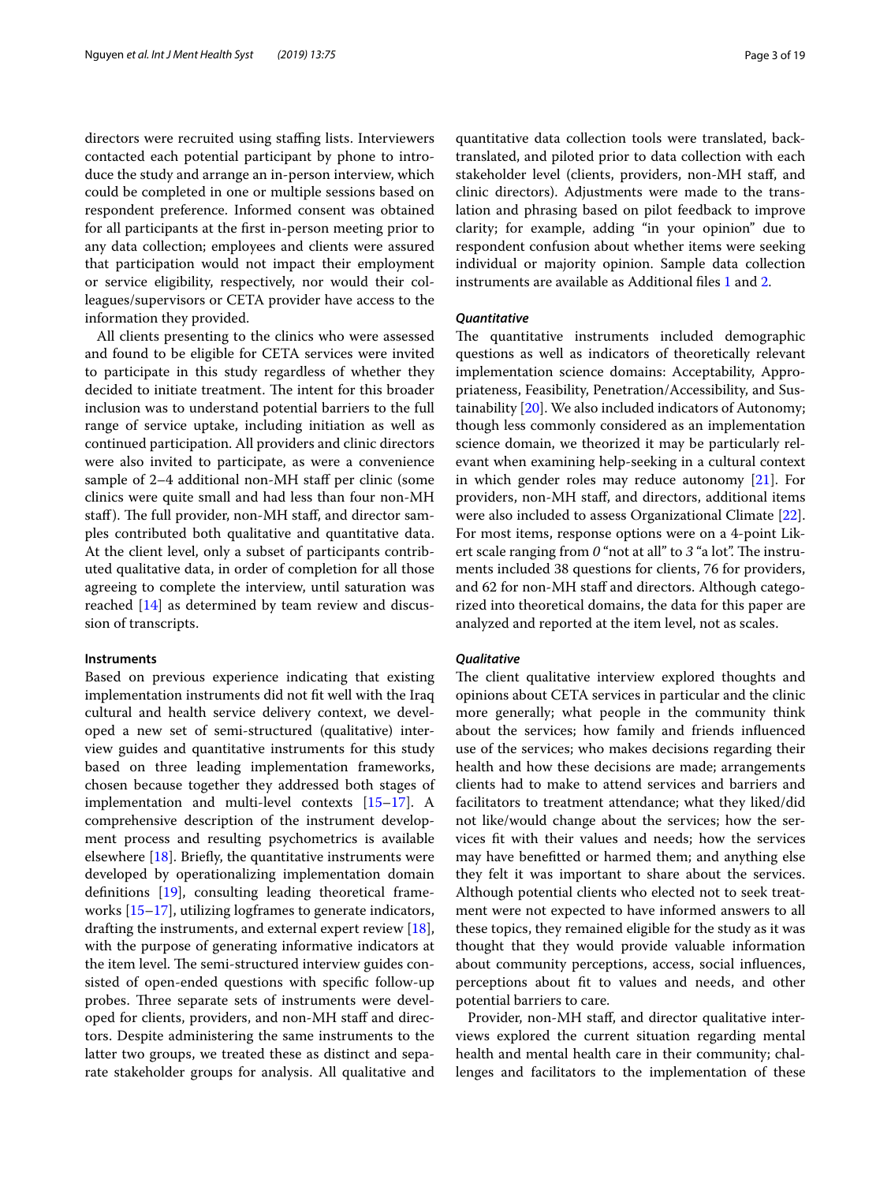directors were recruited using staffing lists. Interviewers contacted each potential participant by phone to introduce the study and arrange an in-person interview, which could be completed in one or multiple sessions based on respondent preference. Informed consent was obtained for all participants at the first in-person meeting prior to any data collection; employees and clients were assured that participation would not impact their employment or service eligibility, respectively, nor would their colleagues/supervisors or CETA provider have access to the information they provided.

All clients presenting to the clinics who were assessed and found to be eligible for CETA services were invited to participate in this study regardless of whether they decided to initiate treatment. The intent for this broader inclusion was to understand potential barriers to the full range of service uptake, including initiation as well as continued participation. All providers and clinic directors were also invited to participate, as were a convenience sample of 2–4 additional non-MH staff per clinic (some clinics were quite small and had less than four non-MH staff). The full provider, non-MH staff, and director samples contributed both qualitative and quantitative data. At the client level, only a subset of participants contributed qualitative data, in order of completion for all those agreeing to complete the interview, until saturation was reached [14] as determined by team review and discussion of transcripts.

#### Instruments

Based on previous experience indicating that existing implementation instruments did not fit well with the Iraq cultural and health service delivery context, we developed a new set of semi-structured (qualitative) interview guides and quantitative instruments for this study based on three leading implementation frameworks, chosen because together they addressed both stages of implementation and multi-level contexts [15–17]. A comprehensive description of the instrument development process and resulting psychometrics is available elsewhere [18]. Briefly, the quantitative instruments were developed by operationalizing implementation domain definitions [19], consulting leading theoretical frameworks [15–17], utilizing logframes to generate indicators, drafting the instruments, and external expert review [18], with the purpose of generating informative indicators at the item level. The semi-structured interview guides consisted of open-ended questions with specific follow-up probes. Three separate sets of instruments were developed for clients, providers, and non-MH staff and directors. Despite administering the same instruments to the latter two groups, we treated these as distinct and separate stakeholder groups for analysis. All qualitative and quantitative data collection tools were translated, back-translated, and piloted prior to data collection with each stakeholder level (clients, providers, non-MH staff, and clinic directors). Adjustments were made to the translation and phrasing based on pilot feedback to improve clarity; for example, adding "in your opinion" due to respondent confusion about whether items were seeking individual or majority opinion. Sample data collection instruments are available as Additional files 1 and 2.

##### *Quantitative*

The quantitative instruments included demographic questions as well as indicators of theoretically relevant implementation science domains: Acceptability, Appropriateness, Feasibility, Penetration/Accessibility, and Sustainability [20]. We also included indicators of Autonomy; though less commonly considered as an implementation science domain, we theorized it may be particularly relevant when examining help-seeking in a cultural context in which gender roles may reduce autonomy [21]. For providers, non-MH staff, and directors, additional items were also included to assess Organizational Climate [22]. For most items, response options were on a 4-point Likert scale ranging from *0* "not at all" to *3* "a lot". The instruments included 38 questions for clients, 76 for providers, and 62 for non-MH staff and directors. Although categorized into theoretical domains, the data for this paper are analyzed and reported at the item level, not as scales.

##### *Qualitative*

The client qualitative interview explored thoughts and opinions about CETA services in particular and the clinic more generally; what people in the community think about the services; how family and friends influenced use of the services; who makes decisions regarding their health and how these decisions are made; arrangements clients had to make to attend services and barriers and facilitators to treatment attendance; what they liked/did not like/would change about the services; how the services fit with their values and needs; how the services may have benefitted or harmed them; and anything else they felt it was important to share about the services. Although potential clients who elected not to seek treatment were not expected to have informed answers to all these topics, they remained eligible for the study as it was thought that they would provide valuable information about community perceptions, access, social influences, perceptions about fit to values and needs, and other potential barriers to care.

Provider, non-MH staff, and director qualitative interviews explored the current situation regarding mental health and mental health care in their community; challenges and facilitators to the implementation of these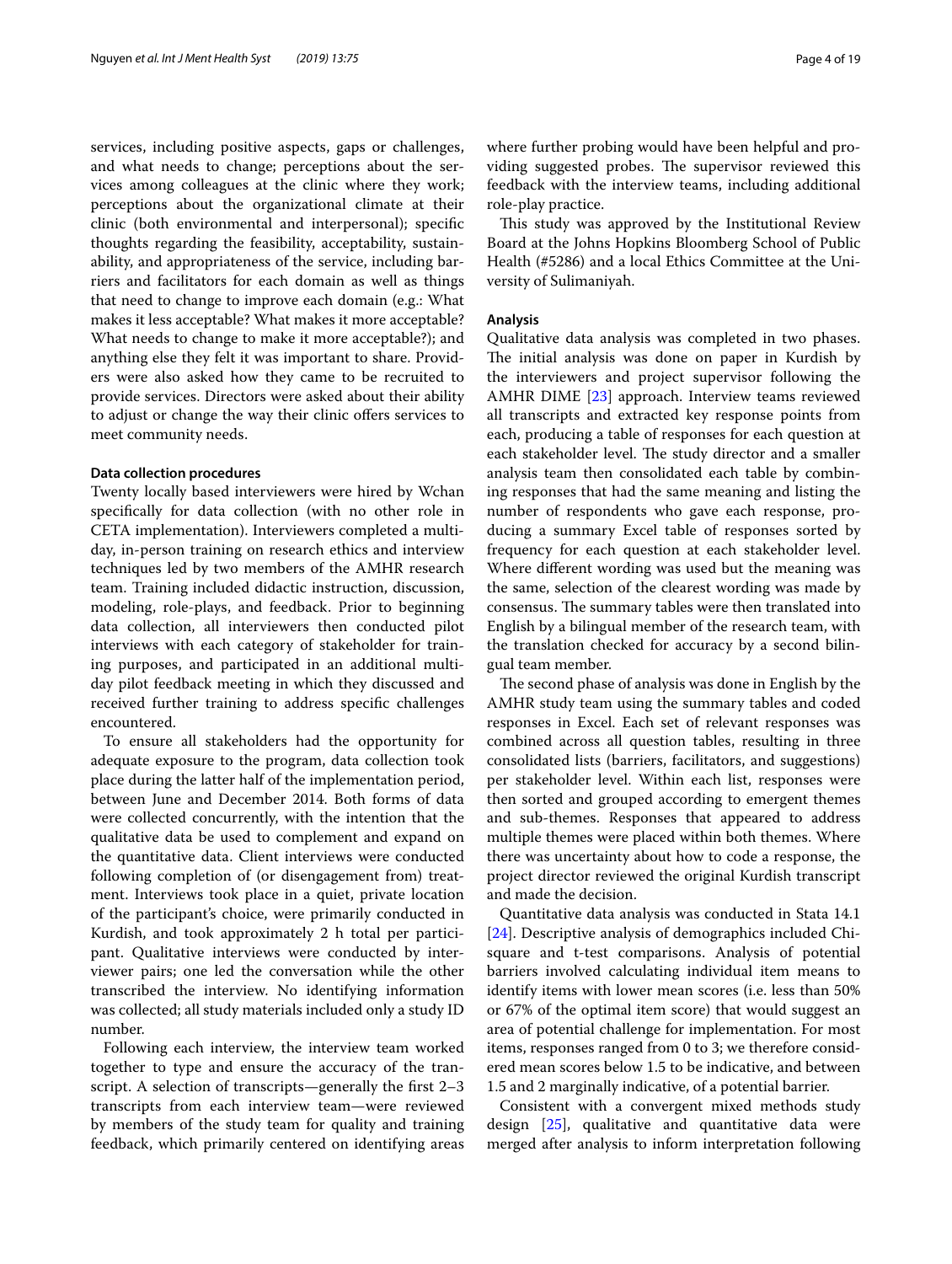services, including positive aspects, gaps or challenges, and what needs to change; perceptions about the services among colleagues at the clinic where they work; perceptions about the organizational climate at their clinic (both environmental and interpersonal); specific thoughts regarding the feasibility, acceptability, sustainability, and appropriateness of the service, including barriers and facilitators for each domain as well as things that need to change to improve each domain (e.g.: What makes it less acceptable? What makes it more acceptable? What needs to change to make it more acceptable?); and anything else they felt it was important to share. Providers were also asked how they came to be recruited to provide services. Directors were asked about their ability to adjust or change the way their clinic offers services to meet community needs.

#### Data collection procedures

Twenty locally based interviewers were hired by Wchan specifically for data collection (with no other role in CETA implementation). Interviewers completed a multi-day, in-person training on research ethics and interview techniques led by two members of the AMHR research team. Training included didactic instruction, discussion, modeling, role-plays, and feedback. Prior to beginning data collection, all interviewers then conducted pilot interviews with each category of stakeholder for training purposes, and participated in an additional multi-day pilot feedback meeting in which they discussed and received further training to address specific challenges encountered.

To ensure all stakeholders had the opportunity for adequate exposure to the program, data collection took place during the latter half of the implementation period, between June and December 2014. Both forms of data were collected concurrently, with the intention that the qualitative data be used to complement and expand on the quantitative data. Client interviews were conducted following completion of (or disengagement from) treatment. Interviews took place in a quiet, private location of the participant's choice, were primarily conducted in Kurdish, and took approximately 2 h total per participant. Qualitative interviews were conducted by interviewer pairs; one led the conversation while the other transcribed the interview. No identifying information was collected; all study materials included only a study ID number.

Following each interview, the interview team worked together to type and ensure the accuracy of the transcript. A selection of transcripts—generally the first 2–3 transcripts from each interview team—were reviewed by members of the study team for quality and training feedback, which primarily centered on identifying areas where further probing would have been helpful and providing suggested probes. The supervisor reviewed this feedback with the interview teams, including additional role-play practice.

This study was approved by the Institutional Review Board at the Johns Hopkins Bloomberg School of Public Health (#5286) and a local Ethics Committee at the University of Sulimaniyah.

#### Analysis

Qualitative data analysis was completed in two phases. The initial analysis was done on paper in Kurdish by the interviewers and project supervisor following the AMHR DIME [23] approach. Interview teams reviewed all transcripts and extracted key response points from each, producing a table of responses for each question at each stakeholder level. The study director and a smaller analysis team then consolidated each table by combining responses that had the same meaning and listing the number of respondents who gave each response, producing a summary Excel table of responses sorted by frequency for each question at each stakeholder level. Where different wording was used but the meaning was the same, selection of the clearest wording was made by consensus. The summary tables were then translated into English by a bilingual member of the research team, with the translation checked for accuracy by a second bilingual team member.

The second phase of analysis was done in English by the AMHR study team using the summary tables and coded responses in Excel. Each set of relevant responses was combined across all question tables, resulting in three consolidated lists (barriers, facilitators, and suggestions) per stakeholder level. Within each list, responses were then sorted and grouped according to emergent themes and sub-themes. Responses that appeared to address multiple themes were placed within both themes. Where there was uncertainty about how to code a response, the project director reviewed the original Kurdish transcript and made the decision.

Quantitative data analysis was conducted in Stata 14.1 [24]. Descriptive analysis of demographics included Chi-square and t-test comparisons. Analysis of potential barriers involved calculating individual item means to identify items with lower mean scores (i.e. less than 50% or 67% of the optimal item score) that would suggest an area of potential challenge for implementation. For most items, responses ranged from 0 to 3; we therefore considered mean scores below 1.5 to be indicative, and between 1.5 and 2 marginally indicative, of a potential barrier.

Consistent with a convergent mixed methods study design [25], qualitative and quantitative data were merged after analysis to inform interpretation following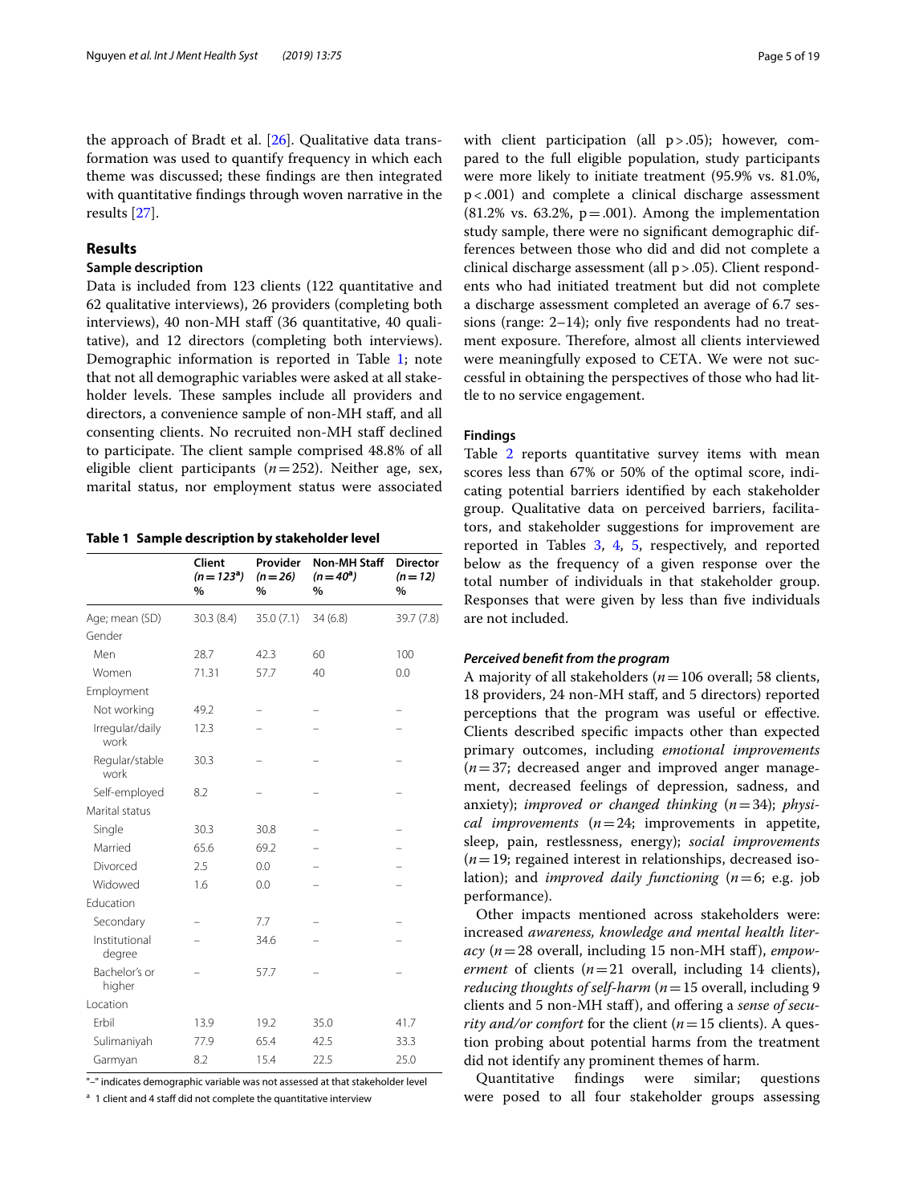the approach of Bradt et al. [26]. Qualitative data transformation was used to quantify frequency in which each theme was discussed; these findings are then integrated with quantitative findings through woven narrative in the results [27].

## Results

### Sample description

Data is included from 123 clients (122 quantitative and 62 qualitative interviews), 26 providers (completing both interviews), 40 non-MH staff (36 quantitative, 40 qualitative), and 12 directors (completing both interviews). Demographic information is reported in Table 1; note that not all demographic variables were asked at all stakeholder levels. These samples include all providers and directors, a convenience sample of non-MH staff, and all consenting clients. No recruited non-MH staff declined to participate. The client sample comprised 48.8% of all eligible client participants (*n* = 252). Neither age, sex, marital status, nor employment status were associated with client participation (all p > .05); however, compared to the full eligible population, study participants were more likely to initiate treatment (95.9% vs. 81.0%, p < .001) and complete a clinical discharge assessment (81.2% vs. 63.2%, p = .001). Among the implementation study sample, there were no significant demographic differences between those who did and did not complete a clinical discharge assessment (all p > .05). Client respondents who had initiated treatment but did not complete a discharge assessment completed an average of 6.7 sessions (range: 2–14); only five respondents had no treatment exposure. Therefore, almost all clients interviewed were meaningfully exposed to CETA. We were not successful in obtaining the perspectives of those who had little to no service engagement.

**Table 1 Sample description by stakeholder level**

| | Client (*n* = 123[a]) % | Provider (*n* = 26) % | Non-MH Staff (*n* = 40[a]) % | Director (*n* = 12) % |
|---|---|---|---|---|
| Age; mean (SD) | 30.3 (8.4) | 35.0 (7.1) | 34 (6.8) | 39.7 (7.8) |
| Gender | | | | |
| Men | 28.7 | 42.3 | 60 | 100 |
| Women | 71.31 | 57.7 | 40 | 0.0 |
| Employment | | | | |
| Not working | 49.2 | – | – | – |
| Irregular/daily work | 12.3 | – | – | – |
| Regular/stable work | 30.3 | – | – | – |
| Self-employed | 8.2 | – | – | – |
| Marital status | | | | |
| Single | 30.3 | 30.8 | – | – |
| Married | 65.6 | 69.2 | – | – |
| Divorced | 2.5 | 0.0 | – | – |
| Widowed | 1.6 | 0.0 | – | – |
| Education | | | | |
| Secondary | – | 7.7 | – | – |
| Institutional degree | – | 34.6 | – | – |
| Bachelor's or higher | – | 57.7 | – | – |
| Location | | | | |
| Erbil | 13.9 | 19.2 | 35.0 | 41.7 |
| Sulimaniyah | 77.9 | 65.4 | 42.5 | 33.3 |
| Garmyan | 8.2 | 15.4 | 22.5 | 25.0 |

"–" indicates demographic variable was not assessed at that stakeholder level

[a] 1 client and 4 staff did not complete the quantitative interview

### Findings

Table 2 reports quantitative survey items with mean scores less than 67% or 50% of the optimal score, indicating potential barriers identified by each stakeholder group. Qualitative data on perceived barriers, facilitators, and stakeholder suggestions for improvement are reported in Tables 3, 4, 5, respectively, and reported below as the frequency of a given response over the total number of individuals in that stakeholder group. Responses that were given by less than five individuals are not included.

#### *Perceived benefit from the program*

A majority of all stakeholders (*n* = 106 overall; 58 clients, 18 providers, 24 non-MH staff, and 5 directors) reported perceptions that the program was useful or effective. Clients described specific impacts other than expected primary outcomes, including *emotional improvements* (*n* = 37; decreased anger and improved anger management, decreased feelings of depression, sadness, and anxiety); *improved or changed thinking* (*n* = 34); *physical improvements* (*n* = 24; improvements in appetite, sleep, pain, restlessness, energy); *social improvements* (*n* = 19; regained interest in relationships, decreased isolation); and *improved daily functioning* (*n* = 6; e.g. job performance).

Other impacts mentioned across stakeholders were: increased *awareness, knowledge and mental health literacy* (*n* = 28 overall, including 15 non-MH staff), *empowerment* of clients (*n* = 21 overall, including 14 clients), *reducing thoughts of self-harm* (*n* = 15 overall, including 9 clients and 5 non-MH staff), and offering a *sense of security and/or comfort* for the client (*n* = 15 clients). A question probing about potential harms from the treatment did not identify any prominent themes of harm.

Quantitative findings were similar; questions were posed to all four stakeholder groups assessing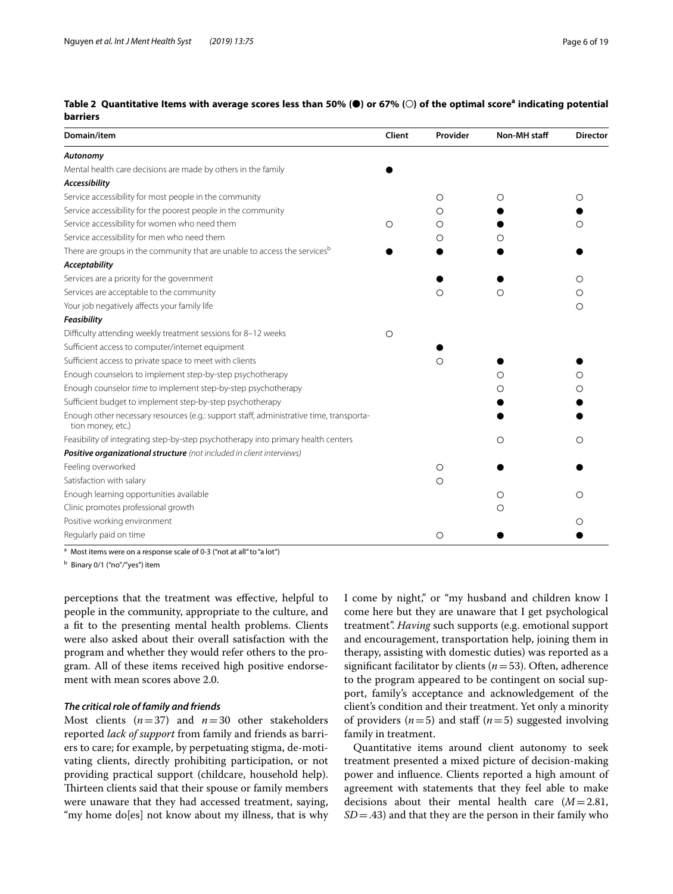**Table 2 Quantitative Items with average scores less than 50% (●) or 67% (○) of the optimal score[a] indicating potential barriers**

| Domain/item | Client | Provider | Non-MH staff | Director |
|---|---|---|---|---|
| ***Autonomy*** | | | | |
| Mental health care decisions are made by others in the family | ● | | | |
| ***Accessibility*** | | | | |
| Service accessibility for most people in the community | | ○ | ○ | ○ |
| Service accessibility for the poorest people in the community | | ○ | ● | ● |
| Service accessibility for women who need them | ○ | ○ | ● | ○ |
| Service accessibility for men who need them | | ○ | ○ | |
| There are groups in the community that are unable to access the services[b] | ● | ● | ● | ● |
| ***Acceptability*** | | | | |
| Services are a priority for the government | | ● | ● | ○ |
| Services are acceptable to the community | | ○ | ○ | ○ |
| Your job negatively affects your family life | | | | ○ |
| ***Feasibility*** | | | | |
| Difficulty attending weekly treatment sessions for 8–12 weeks | ○ | | | |
| Sufficient access to computer/internet equipment | | ● | | |
| Sufficient access to private space to meet with clients | | ○ | ● | ● |
| Enough counselors to implement step-by-step psychotherapy | | | ○ | ○ |
| Enough counselor *time* to implement step-by-step psychotherapy | | | ○ | ○ |
| Sufficient budget to implement step-by-step psychotherapy | | | ● | ● |
| Enough other necessary resources (e.g.: support staff, administrative time, transportation money, etc.) | | | ● | ● |
| Feasibility of integrating step-by-step psychotherapy into primary health centers | | | ○ | ○ |
| ***Positive organizational structure*** *(not included in client interviews)* | | | | |
| Feeling overworked | | ○ | ● | ● |
| Satisfaction with salary | | ○ | | |
| Enough learning opportunities available | | | ○ | ○ |
| Clinic promotes professional growth | | | ○ | |
| Positive working environment | | | | ○ |
| Regularly paid on time | | ○ | ● | ● |

[a] Most items were on a response scale of 0-3 ("not at all" to "a lot")

[b] Binary 0/1 ("no"/"yes") item

perceptions that the treatment was effective, helpful to people in the community, appropriate to the culture, and a fit to the presenting mental health problems. Clients were also asked about their overall satisfaction with the program and whether they would refer others to the program. All of these items received high positive endorsement with mean scores above 2.0.

### *The critical role of family and friends*

Most clients ($n = 37$) and $n = 30$ other stakeholders reported *lack of support* from family and friends as barriers to care; for example, by perpetuating stigma, de-motivating clients, directly prohibiting participation, or not providing practical support (childcare, household help). Thirteen clients said that their spouse or family members were unaware that they had accessed treatment, saying, "my home do[es] not know about my illness, that is why I come by night," or "my husband and children know I come here but they are unaware that I get psychological treatment". *Having* such supports (e.g. emotional support and encouragement, transportation help, joining them in therapy, assisting with domestic duties) was reported as a significant facilitator by clients ($n = 53$). Often, adherence to the program appeared to be contingent on social support, family's acceptance and acknowledgement of the client's condition and their treatment. Yet only a minority of providers ($n = 5$) and staff ($n = 5$) suggested involving family in treatment.

Quantitative items around client autonomy to seek treatment presented a mixed picture of decision-making power and influence. Clients reported a high amount of agreement with statements that they feel able to make decisions about their mental health care ($M = 2.81$, $SD = .43$) and that they are the person in their family who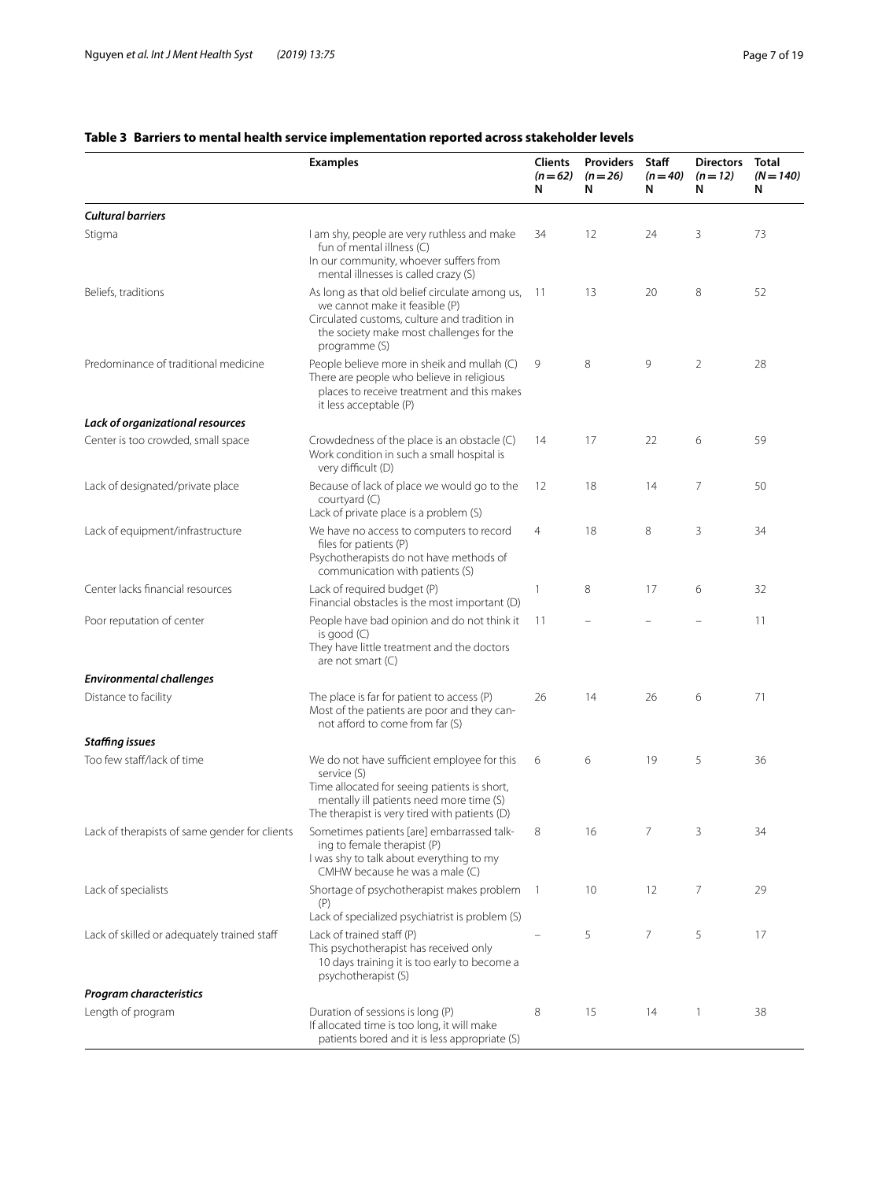**Table 3 Barriers to mental health service implementation reported across stakeholder levels**

| | Examples | Clients ($n = 62$) N | Providers ($n = 26$) N | Staff ($n = 40$) N | Directors ($n = 12$) N | Total ($N = 140$) N |
|---|---|---|---|---|---|---|
| ***Cultural barriers*** | | | | | | |
| Stigma | I am shy, people are very ruthless and make fun of mental illness (C)<br>In our community, whoever suffers from mental illnesses is called crazy (S) | 34 | 12 | 24 | 3 | 73 |
| Beliefs, traditions | As long as that old belief circulate among us, we cannot make it feasible (P)<br>Circulated customs, culture and tradition in the society make most challenges for the programme (S) | 11 | 13 | 20 | 8 | 52 |
| Predominance of traditional medicine | People believe more in sheik and mullah (C)<br>There are people who believe in religious places to receive treatment and this makes it less acceptable (P) | 9 | 8 | 9 | 2 | 28 |
| ***Lack of organizational resources*** | | | | | | |
| Center is too crowded, small space | Crowdedness of the place is an obstacle (C)<br>Work condition in such a small hospital is very difficult (D) | 14 | 17 | 22 | 6 | 59 |
| Lack of designated/private place | Because of lack of place we would go to the courtyard (C)<br>Lack of private place is a problem (S) | 12 | 18 | 14 | 7 | 50 |
| Lack of equipment/infrastructure | We have no access to computers to record files for patients (P)<br>Psychotherapists do not have methods of communication with patients (S) | 4 | 18 | 8 | 3 | 34 |
| Center lacks financial resources | Lack of required budget (P)<br>Financial obstacles is the most important (D) | 1 | 8 | 17 | 6 | 32 |
| Poor reputation of center | People have bad opinion and do not think it is good (C)<br>They have little treatment and the doctors are not smart (C) | 11 | – | – | – | 11 |
| ***Environmental challenges*** | | | | | | |
| Distance to facility | The place is far for patient to access (P)<br>Most of the patients are poor and they cannot afford to come from far (S) | 26 | 14 | 26 | 6 | 71 |
| ***Staffing issues*** | | | | | | |
| Too few staff/lack of time | We do not have sufficient employee for this service (S)<br>Time allocated for seeing patients is short, mentally ill patients need more time (S)<br>The therapist is very tired with patients (D) | 6 | 6 | 19 | 5 | 36 |
| Lack of therapists of same gender for clients | Sometimes patients [are] embarrassed talking to female therapist (P)<br>I was shy to talk about everything to my CMHW because he was a male (C) | 8 | 16 | 7 | 3 | 34 |
| Lack of specialists | Shortage of psychotherapist makes problem (P)<br>Lack of specialized psychiatrist is problem (S) | 1 | 10 | 12 | 7 | 29 |
| Lack of skilled or adequately trained staff | Lack of trained staff (P)<br>This psychotherapist has received only 10 days training it is too early to become a psychotherapist (S) | – | 5 | 7 | 5 | 17 |
| ***Program characteristics*** | | | | | | |
| Length of program | Duration of sessions is long (P)<br>If allocated time is too long, it will make patients bored and it is less appropriate (S) | 8 | 15 | 14 | 1 | 38 |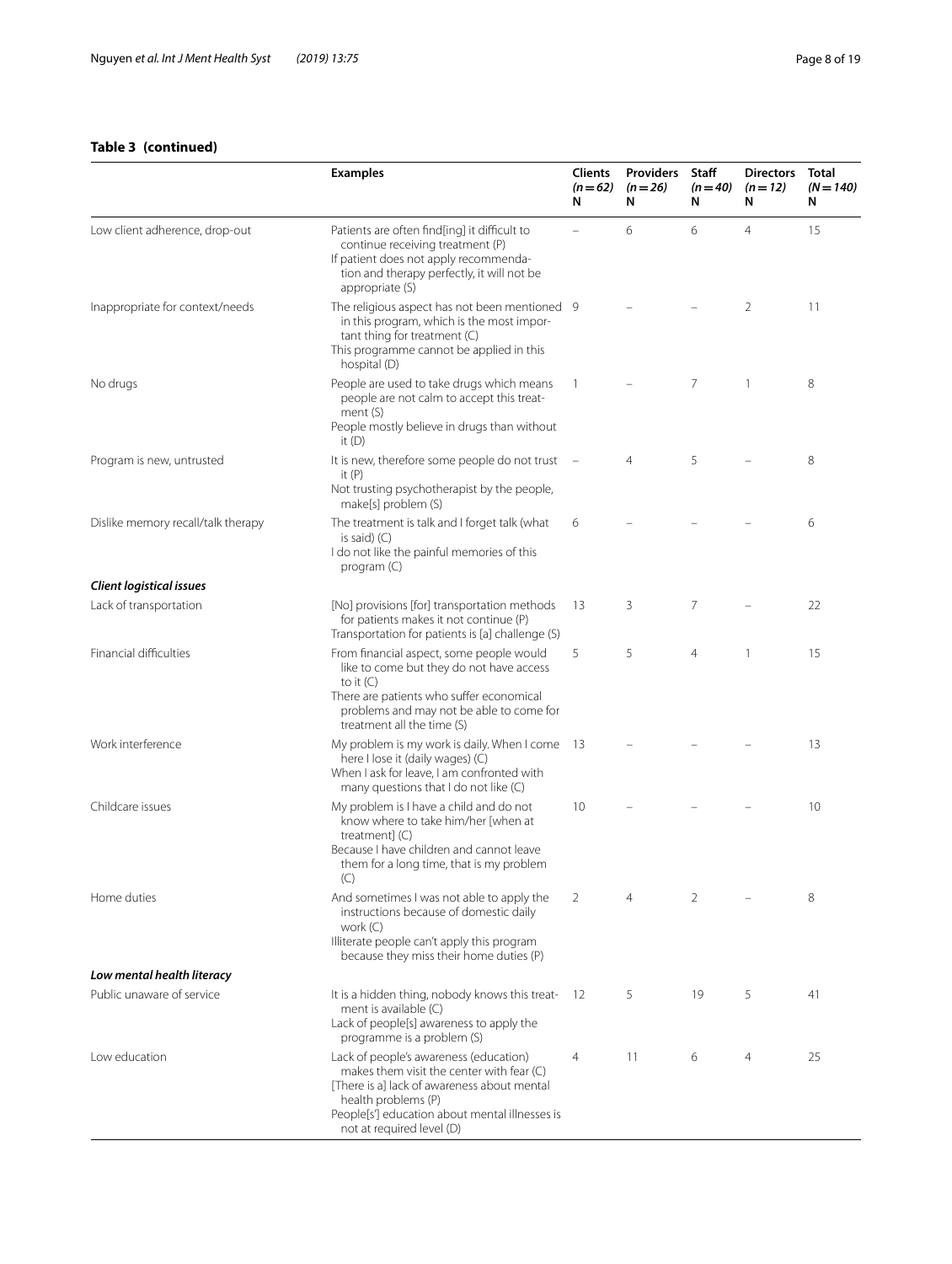**Table 3 (continued)**

| | Examples | Clients (n = 62) N | Providers (n = 26) N | Staff (n = 40) N | Directors (n = 12) N | Total (N = 140) N |
|---|---|---|---|---|---|---|
| Low client adherence, drop-out | Patients are often find[ing] it difficult to continue receiving treatment (P)<br>If patient does not apply recommendation and therapy perfectly, it will not be appropriate (S) | – | 6 | 6 | 4 | 15 |
| Inappropriate for context/needs | The religious aspect has not been mentioned in this program, which is the most important thing for treatment (C)<br>This programme cannot be applied in this hospital (D) | 9 | – | – | 2 | 11 |
| No drugs | People are used to take drugs which means people are not calm to accept this treatment (S)<br>People mostly believe in drugs than without it (D) | 1 | – | 7 | 1 | 8 |
| Program is new, untrusted | It is new, therefore some people do not trust it (P)<br>Not trusting psychotherapist by the people, make[s] problem (S) | – | 4 | 5 | – | 8 |
| Dislike memory recall/talk therapy | The treatment is talk and I forget talk (what is said) (C)<br>I do not like the painful memories of this program (C) | 6 | – | – | – | 6 |
| ***Client logistical issues*** | | | | | | |
| Lack of transportation | [No] provisions [for] transportation methods for patients makes it not continue (P)<br>Transportation for patients is [a] challenge (S) | 13 | 3 | 7 | – | 22 |
| Financial difficulties | From financial aspect, some people would like to come but they do not have access to it (C)<br>There are patients who suffer economical problems and may not be able to come for treatment all the time (S) | 5 | 5 | 4 | 1 | 15 |
| Work interference | My problem is my work is daily. When I come here I lose it (daily wages) (C)<br>When I ask for leave, I am confronted with many questions that I do not like (C) | 13 | – | – | – | 13 |
| Childcare issues | My problem is I have a child and do not know where to take him/her [when at treatment] (C)<br>Because I have children and cannot leave them for a long time, that is my problem (C) | 10 | – | – | – | 10 |
| Home duties | And sometimes I was not able to apply the instructions because of domestic daily work (C)<br>Illiterate people can't apply this program because they miss their home duties (P) | 2 | 4 | 2 | – | 8 |
| ***Low mental health literacy*** | | | | | | |
| Public unaware of service | It is a hidden thing, nobody knows this treatment is available (C)<br>Lack of people[s] awareness to apply the programme is a problem (S) | 12 | 5 | 19 | 5 | 41 |
| Low education | Lack of people's awareness (education) makes them visit the center with fear (C)<br>[There is a] lack of awareness about mental health problems (P)<br>People[s'] education about mental illnesses is not at required level (D) | 4 | 11 | 6 | 4 | 25 |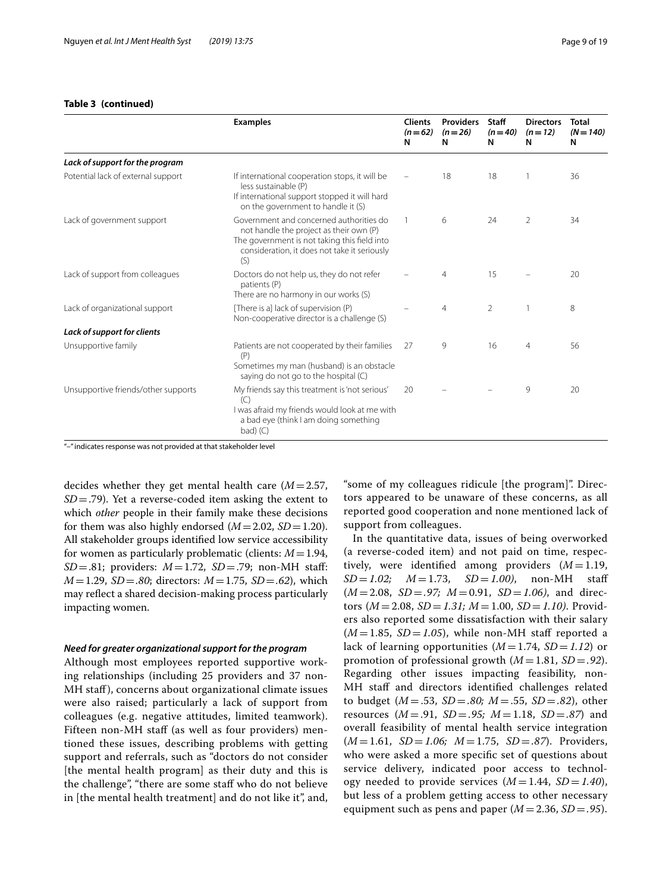**Table 3 (continued)**

| | Examples | Clients (n = 62) N | Providers (n = 26) N | Staff (n = 40) N | Directors (n = 12) N | Total (N = 140) N |
|---|---|---|---|---|---|---|
| ***Lack of support for the program*** | | | | | | |
| Potential lack of external support | If international cooperation stops, it will be less sustainable (P)<br>If international support stopped it will hard on the government to handle it (S) | – | 18 | 18 | 1 | 36 |
| Lack of government support | Government and concerned authorities do not handle the project as their own (P)<br>The government is not taking this field into consideration, it does not take it seriously (S) | 1 | 6 | 24 | 2 | 34 |
| Lack of support from colleagues | Doctors do not help us, they do not refer patients (P)<br>There are no harmony in our works (S) | – | 4 | 15 | – | 20 |
| Lack of organizational support | [There is a] lack of supervision (P)<br>Non-cooperative director is a challenge (S) | – | 4 | 2 | 1 | 8 |
| ***Lack of support for clients*** | | | | | | |
| Unsupportive family | Patients are not cooperated by their families (P)<br>Sometimes my man (husband) is an obstacle saying do not go to the hospital (C) | 27 | 9 | 16 | 4 | 56 |
| Unsupportive friends/other supports | My friends say this treatment is 'not serious' (C)<br>I was afraid my friends would look at me with a bad eye (think I am doing something bad) (C) | 20 | – | – | 9 | 20 |

"–" indicates response was not provided at that stakeholder level

decides whether they get mental health care ($M = 2.57$, $SD = .79$). Yet a reverse-coded item asking the extent to which *other* people in their family make these decisions for them was also highly endorsed ($M = 2.02$, $SD = 1.20$). All stakeholder groups identified low service accessibility for women as particularly problematic (clients: $M = 1.94$, $SD = .81$; providers: $M = 1.72$, $SD = .79$; non-MH staff: $M = 1.29$, $SD = .80$; directors: $M = 1.75$, $SD = .62$), which may reflect a shared decision-making process particularly impacting women.

### *Need for greater organizational support for the program*

Although most employees reported supportive working relationships (including 25 providers and 37 non-MH staff), concerns about organizational climate issues were also raised; particularly a lack of support from colleagues (e.g. negative attitudes, limited teamwork). Fifteen non-MH staff (as well as four providers) mentioned these issues, describing problems with getting support and referrals, such as "doctors do not consider [the mental health program] as their duty and this is the challenge", "there are some staff who do not believe in [the mental health treatment] and do not like it", and, "some of my colleagues ridicule [the program]". Directors appeared to be unaware of these concerns, as all reported good cooperation and none mentioned lack of support from colleagues.

In the quantitative data, issues of being overworked (a reverse-coded item) and not paid on time, respectively, were identified among providers ($M = 1.19$, $SD = 1.02$; $M = 1.73$, $SD = 1.00$), non-MH staff ($M = 2.08$, $SD = .97$; $M = 0.91$, $SD = 1.06$), and directors ($M = 2.08$, $SD = 1.31$; $M = 1.00$, $SD = 1.10$). Providers also reported some dissatisfaction with their salary ($M = 1.85$, $SD = 1.05$), while non-MH staff reported a lack of learning opportunities ($M = 1.74$, $SD = 1.12$) or promotion of professional growth ($M = 1.81$, $SD = .92$). Regarding other issues impacting feasibility, non-MH staff and directors identified challenges related to budget ($M = .53$, $SD = .80$; $M = .55$, $SD = .82$), other resources ($M = .91$, $SD = .95$; $M = 1.18$, $SD = .87$) and overall feasibility of mental health service integration ($M = 1.61$, $SD = 1.06$; $M = 1.75$, $SD = .87$). Providers, who were asked a more specific set of questions about service delivery, indicated poor access to technology needed to provide services ($M = 1.44$, $SD = 1.40$), but less of a problem getting access to other necessary equipment such as pens and paper ($M = 2.36$, $SD = .95$).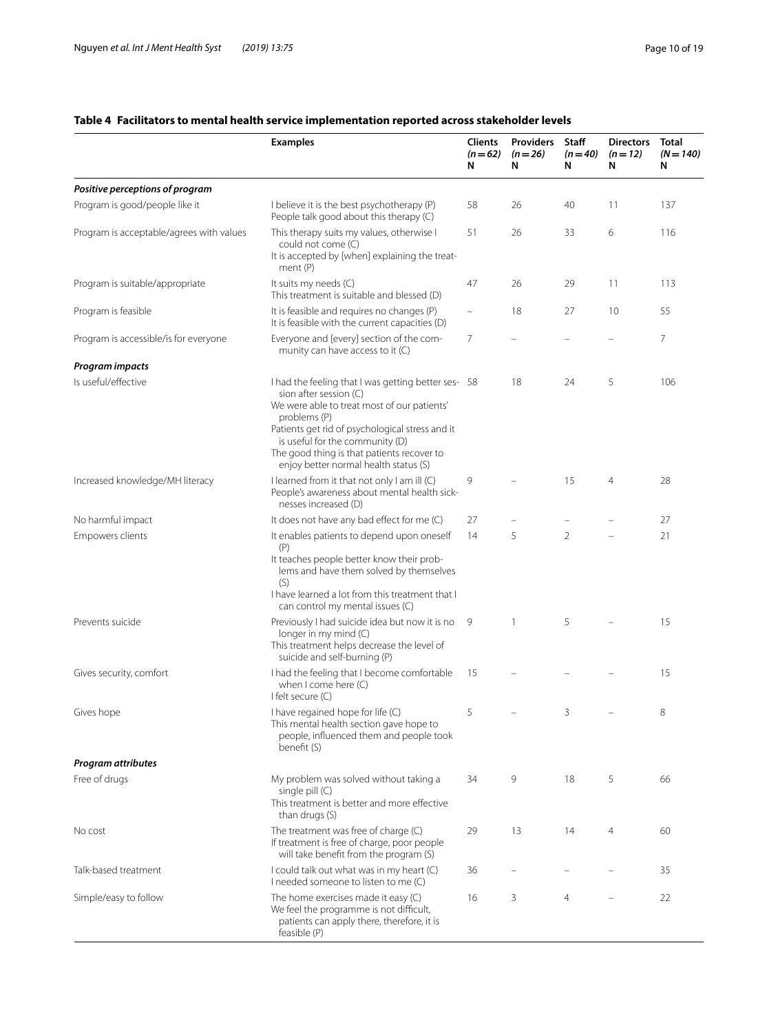**Table 4 Facilitators to mental health service implementation reported across stakeholder levels**

| | Examples | Clients (*n* = 62) N | Providers (*n* = 26) N | Staff (*n* = 40) N | Directors (*n* = 12) N | Total (*N* = 140) N |
|---|---|---|---|---|---|---|
| ***Positive perceptions of program*** | | | | | | |
| Program is good/people like it | I believe it is the best psychotherapy (P)<br>People talk good about this therapy (C) | 58 | 26 | 40 | 11 | 137 |
| Program is acceptable/agrees with values | This therapy suits my values, otherwise I could not come (C)<br>It is accepted by [when] explaining the treatment (P) | 51 | 26 | 33 | 6 | 116 |
| Program is suitable/appropriate | It suits my needs (C)<br>This treatment is suitable and blessed (D) | 47 | 26 | 29 | 11 | 113 |
| Program is feasible | It is feasible and requires no changes (P)<br>It is feasible with the current capacities (D) | – | 18 | 27 | 10 | 55 |
| Program is accessible/is for everyone | Everyone and [every] section of the community can have access to it (C) | 7 | – | – | – | 7 |
| ***Program impacts*** | | | | | | |
| Is useful/effective | I had the feeling that I was getting better session after session (C)<br>We were able to treat most of our patients' problems (P)<br>Patients get rid of psychological stress and it is useful for the community (D)<br>The good thing is that patients recover to enjoy better normal health status (S) | 58 | 18 | 24 | 5 | 106 |
| Increased knowledge/MH literacy | I learned from it that not only I am ill (C)<br>People's awareness about mental health sicknesses increased (D) | 9 | – | 15 | 4 | 28 |
| No harmful impact | It does not have any bad effect for me (C) | 27 | – | – | – | 27 |
| Empowers clients | It enables patients to depend upon oneself (P)<br>It teaches people better know their problems and have them solved by themselves (S)<br>I have learned a lot from this treatment that I can control my mental issues (C) | 14 | 5 | 2 | – | 21 |
| Prevents suicide | Previously I had suicide idea but now it is no longer in my mind (C)<br>This treatment helps decrease the level of suicide and self-burning (P) | 9 | 1 | 5 | – | 15 |
| Gives security, comfort | I had the feeling that I become comfortable when I come here (C)<br>I felt secure (C) | 15 | – | – | – | 15 |
| Gives hope | I have regained hope for life (C)<br>This mental health section gave hope to people, influenced them and people took benefit (S) | 5 | – | 3 | – | 8 |
| ***Program attributes*** | | | | | | |
| Free of drugs | My problem was solved without taking a single pill (C)<br>This treatment is better and more effective than drugs (S) | 34 | 9 | 18 | 5 | 66 |
| No cost | The treatment was free of charge (C)<br>If treatment is free of charge, poor people will take benefit from the program (S) | 29 | 13 | 14 | 4 | 60 |
| Talk-based treatment | I could talk out what was in my heart (C)<br>I needed someone to listen to me (C) | 36 | – | – | – | 35 |
| Simple/easy to follow | The home exercises made it easy (C)<br>We feel the programme is not difficult, patients can apply there, therefore, it is feasible (P) | 16 | 3 | 4 | – | 22 |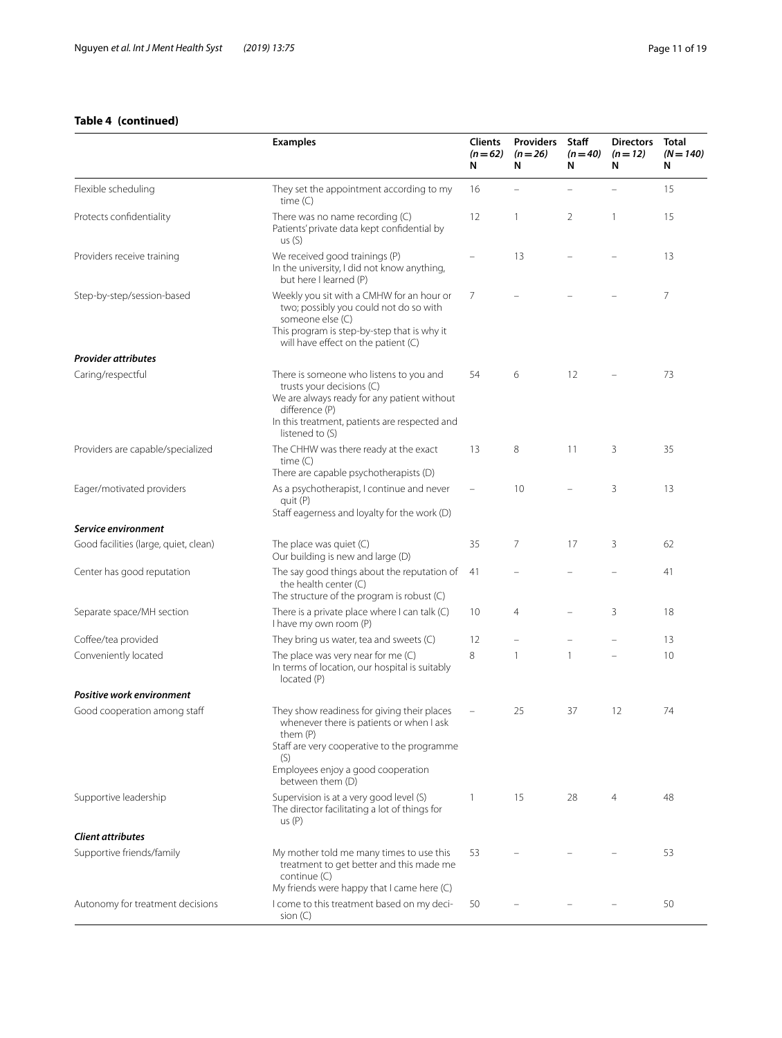**Table 4 (continued)**

| | Examples | Clients (*n* = 62) N | Providers (*n* = 26) N | Staff (*n* = 40) N | Directors (*n* = 12) N | Total (*N* = 140) N |
|---|---|---|---|---|---|---|
| Flexible scheduling | They set the appointment according to my time (C) | 16 | – | – | – | 15 |
| Protects confidentiality | There was no name recording (C)<br>Patients' private data kept confidential by us (S) | 12 | 1 | 2 | 1 | 15 |
| Providers receive training | We received good trainings (P)<br>In the university, I did not know anything, but here I learned (P) | – | 13 | – | – | 13 |
| Step-by-step/session-based | Weekly you sit with a CMHW for an hour or two; possibly you could not do so with someone else (C)<br>This program is step-by-step that is why it will have effect on the patient (C) | 7 | – | – | – | 7 |
| ***Provider attributes*** | | | | | | |
| Caring/respectful | There is someone who listens to you and trusts your decisions (C)<br>We are always ready for any patient without difference (P)<br>In this treatment, patients are respected and listened to (S) | 54 | 6 | 12 | – | 73 |
| Providers are capable/specialized | The CHHW was there ready at the exact time (C)<br>There are capable psychotherapists (D) | 13 | 8 | 11 | 3 | 35 |
| Eager/motivated providers | As a psychotherapist, I continue and never quit (P)<br>Staff eagerness and loyalty for the work (D) | – | 10 | – | 3 | 13 |
| ***Service environment*** | | | | | | |
| Good facilities (large, quiet, clean) | The place was quiet (C)<br>Our building is new and large (D) | 35 | 7 | 17 | 3 | 62 |
| Center has good reputation | The say good things about the reputation of the health center (C)<br>The structure of the program is robust (C) | 41 | – | – | – | 41 |
| Separate space/MH section | There is a private place where I can talk (C)<br>I have my own room (P) | 10 | 4 | – | 3 | 18 |
| Coffee/tea provided | They bring us water, tea and sweets (C) | 12 | – | – | – | 13 |
| Conveniently located | The place was very near for me (C)<br>In terms of location, our hospital is suitably located (P) | 8 | 1 | 1 | – | 10 |
| ***Positive work environment*** | | | | | | |
| Good cooperation among staff | They show readiness for giving their places whenever there is patients or when I ask them (P)<br>Staff are very cooperative to the programme (S)<br>Employees enjoy a good cooperation between them (D) | – | 25 | 37 | 12 | 74 |
| Supportive leadership | Supervision is at a very good level (S)<br>The director facilitating a lot of things for us (P) | 1 | 15 | 28 | 4 | 48 |
| ***Client attributes*** | | | | | | |
| Supportive friends/family | My mother told me many times to use this treatment to get better and this made me continue (C)<br>My friends were happy that I came here (C) | 53 | – | – | – | 53 |
| Autonomy for treatment decisions | I come to this treatment based on my decision (C) | 50 | – | – | – | 50 |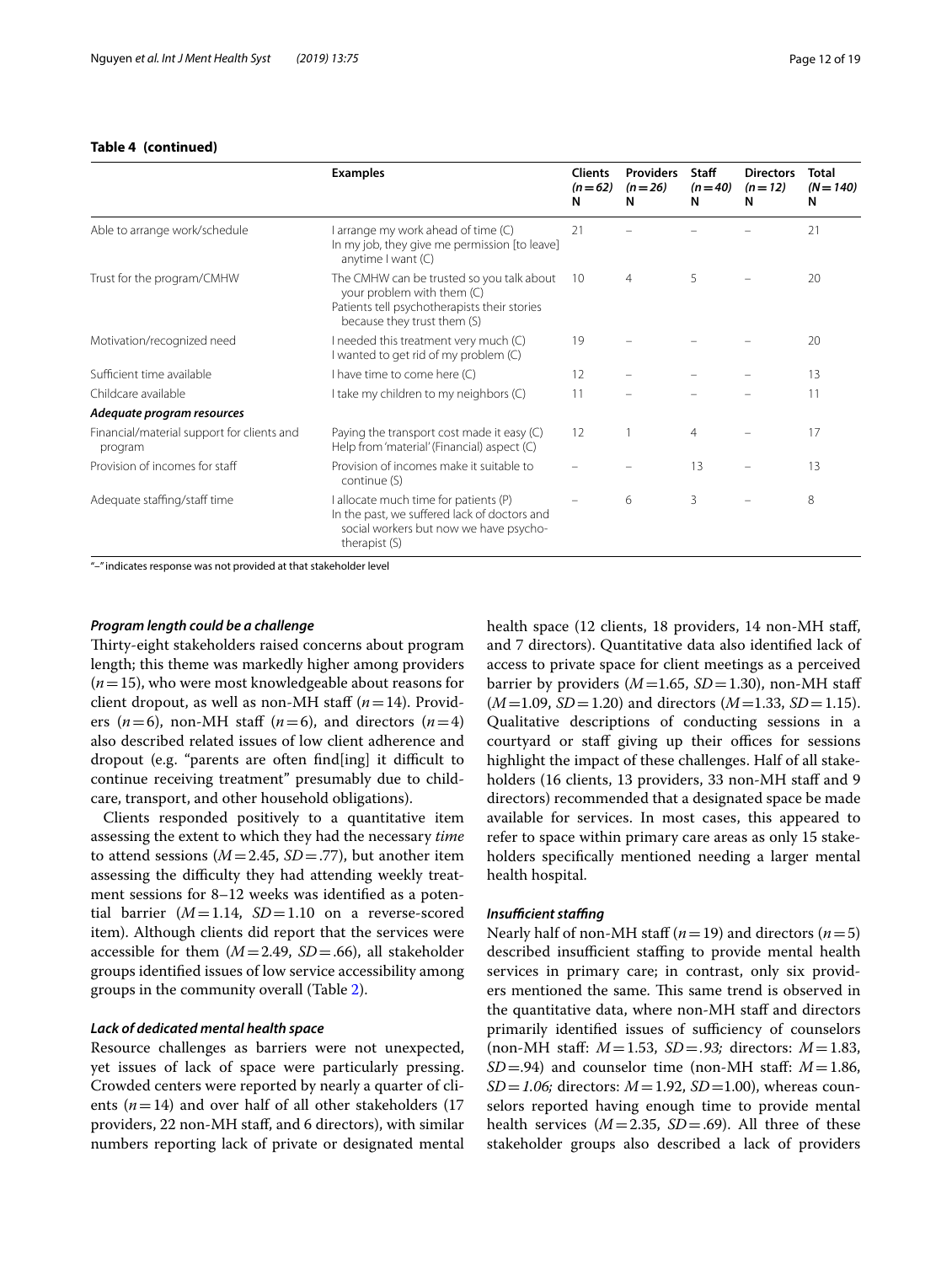**Table 4 (continued)**

| | Examples | Clients ($n=62$) N | Providers ($n=26$) N | Staff ($n=40$) N | Directors ($n=12$) N | Total ($N=140$) N |
|---|---|---|---|---|---|---|
| Able to arrange work/schedule | I arrange my work ahead of time (C)<br>In my job, they give me permission [to leave] anytime I want (C) | 21 | – | – | – | 21 |
| Trust for the program/CMHW | The CMHW can be trusted so you talk about your problem with them (C)<br>Patients tell psychotherapists their stories because they trust them (S) | 10 | 4 | 5 | – | 20 |
| Motivation/recognized need | I needed this treatment very much (C)<br>I wanted to get rid of my problem (C) | 19 | – | – | – | 20 |
| Sufficient time available | I have time to come here (C) | 12 | – | – | – | 13 |
| Childcare available | I take my children to my neighbors (C) | 11 | – | – | – | 11 |
| ***Adequate program resources*** | | | | | | |
| Financial/material support for clients and program | Paying the transport cost made it easy (C)<br>Help from 'material' (Financial) aspect (C) | 12 | 1 | 4 | – | 17 |
| Provision of incomes for staff | Provision of incomes make it suitable to continue (S) | – | – | 13 | – | 13 |
| Adequate staffing/staff time | I allocate much time for patients (P)<br>In the past, we suffered lack of doctors and social workers but now we have psychotherapist (S) | – | 6 | 3 | – | 8 |

"–" indicates response was not provided at that stakeholder level

### *Program length could be a challenge*

Thirty-eight stakeholders raised concerns about program length; this theme was markedly higher among providers ($n=15$), who were most knowledgeable about reasons for client dropout, as well as non-MH staff ($n=14$). Providers ($n=6$), non-MH staff ($n=6$), and directors ($n=4$) also described related issues of low client adherence and dropout (e.g. "parents are often find[ing] it difficult to continue receiving treatment" presumably due to childcare, transport, and other household obligations).

Clients responded positively to a quantitative item assessing the extent to which they had the necessary *time* to attend sessions ($M=2.45$, $SD=.77$), but another item assessing the difficulty they had attending weekly treatment sessions for 8–12 weeks was identified as a potential barrier ($M=1.14$, $SD=1.10$ on a reverse-scored item). Although clients did report that the services were accessible for them ($M=2.49$, $SD=.66$), all stakeholder groups identified issues of low service accessibility among groups in the community overall (Table 2).

### *Lack of dedicated mental health space*

Resource challenges as barriers were not unexpected, yet issues of lack of space were particularly pressing. Crowded centers were reported by nearly a quarter of clients ($n=14$) and over half of all other stakeholders (17 providers, 22 non-MH staff, and 6 directors), with similar numbers reporting lack of private or designated mental health space (12 clients, 18 providers, 14 non-MH staff, and 7 directors). Quantitative data also identified lack of access to private space for client meetings as a perceived barrier by providers ($M=1.65$, $SD=1.30$), non-MH staff ($M=1.09$, $SD=1.20$) and directors ($M=1.33$, $SD=1.15$). Qualitative descriptions of conducting sessions in a courtyard or staff giving up their offices for sessions highlight the impact of these challenges. Half of all stakeholders (16 clients, 13 providers, 33 non-MH staff and 9 directors) recommended that a designated space be made available for services. In most cases, this appeared to refer to space within primary care areas as only 15 stakeholders specifically mentioned needing a larger mental health hospital.

### *Insufficient staffing*

Nearly half of non-MH staff ($n=19$) and directors ($n=5$) described insufficient staffing to provide mental health services in primary care; in contrast, only six providers mentioned the same. This same trend is observed in the quantitative data, where non-MH staff and directors primarily identified issues of sufficiency of counselors (non-MH staff: $M=1.53$, $SD=.93$; directors: $M=1.83$, $SD=.94$) and counselor time (non-MH staff: $M=1.86$, $SD=1.06$; directors: $M=1.92$, $SD=1.00$), whereas counselors reported having enough time to provide mental health services ($M=2.35$, $SD=.69$). All three of these stakeholder groups also described a lack of providers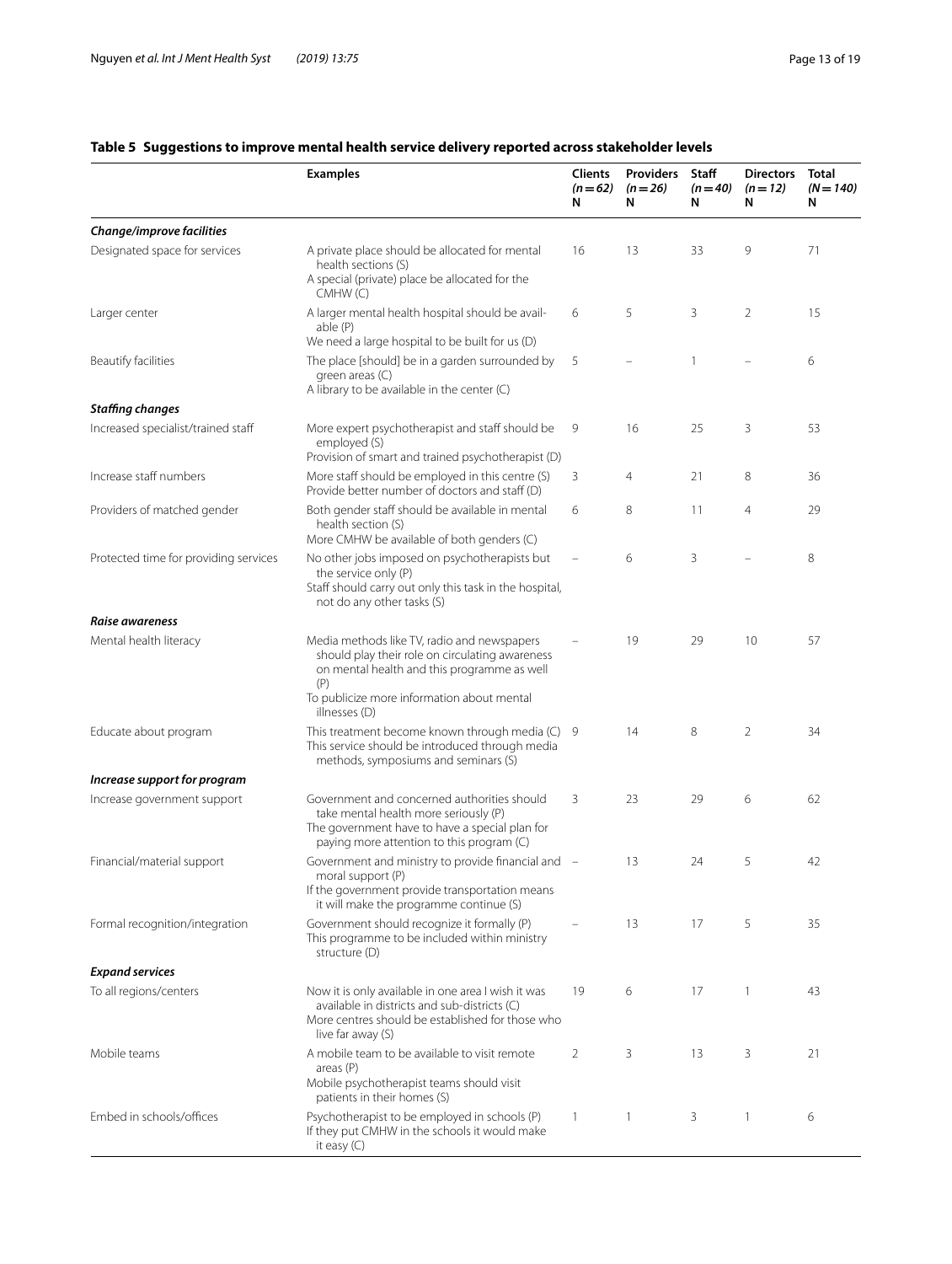**Table 5 Suggestions to improve mental health service delivery reported across stakeholder levels**

| | Examples | Clients (n = 62) N | Providers (n = 26) N | Staff (n = 40) N | Directors (n = 12) N | Total (N = 140) N |
|---|---|---|---|---|---|---|
| ***Change/improve facilities*** | | | | | | |
| Designated space for services | A private place should be allocated for mental health sections (S)<br>A special (private) place be allocated for the CMHW (C) | 16 | 13 | 33 | 9 | 71 |
| Larger center | A larger mental health hospital should be available (P)<br>We need a large hospital to be built for us (D) | 6 | 5 | 3 | 2 | 15 |
| Beautify facilities | The place [should] be in a garden surrounded by green areas (C)<br>A library to be available in the center (C) | 5 | – | 1 | – | 6 |
| ***Staffing changes*** | | | | | | |
| Increased specialist/trained staff | More expert psychotherapist and staff should be employed (S)<br>Provision of smart and trained psychotherapist (D) | 9 | 16 | 25 | 3 | 53 |
| Increase staff numbers | More staff should be employed in this centre (S)<br>Provide better number of doctors and staff (D) | 3 | 4 | 21 | 8 | 36 |
| Providers of matched gender | Both gender staff should be available in mental health section (S)<br>More CMHW be available of both genders (C) | 6 | 8 | 11 | 4 | 29 |
| Protected time for providing services | No other jobs imposed on psychotherapists but the service only (P)<br>Staff should carry out only this task in the hospital, not do any other tasks (S) | – | 6 | 3 | – | 8 |
| ***Raise awareness*** | | | | | | |
| Mental health literacy | Media methods like TV, radio and newspapers should play their role on circulating awareness on mental health and this programme as well (P)<br>To publicize more information about mental illnesses (D) | – | 19 | 29 | 10 | 57 |
| Educate about program | This treatment become known through media (C)<br>This service should be introduced through media methods, symposiums and seminars (S) | 9 | 14 | 8 | 2 | 34 |
| ***Increase support for program*** | | | | | | |
| Increase government support | Government and concerned authorities should take mental health more seriously (P)<br>The government have to have a special plan for paying more attention to this program (C) | 3 | 23 | 29 | 6 | 62 |
| Financial/material support | Government and ministry to provide financial and moral support (P)<br>If the government provide transportation means it will make the programme continue (S) | – | 13 | 24 | 5 | 42 |
| Formal recognition/integration | Government should recognize it formally (P)<br>This programme to be included within ministry structure (D) | – | 13 | 17 | 5 | 35 |
| ***Expand services*** | | | | | | |
| To all regions/centers | Now it is only available in one area I wish it was available in districts and sub-districts (C)<br>More centres should be established for those who live far away (S) | 19 | 6 | 17 | 1 | 43 |
| Mobile teams | A mobile team to be available to visit remote areas (P)<br>Mobile psychotherapist teams should visit patients in their homes (S) | 2 | 3 | 13 | 3 | 21 |
| Embed in schools/offices | Psychotherapist to be employed in schools (P)<br>If they put CMHW in the schools it would make it easy (C) | 1 | 1 | 3 | 1 | 6 |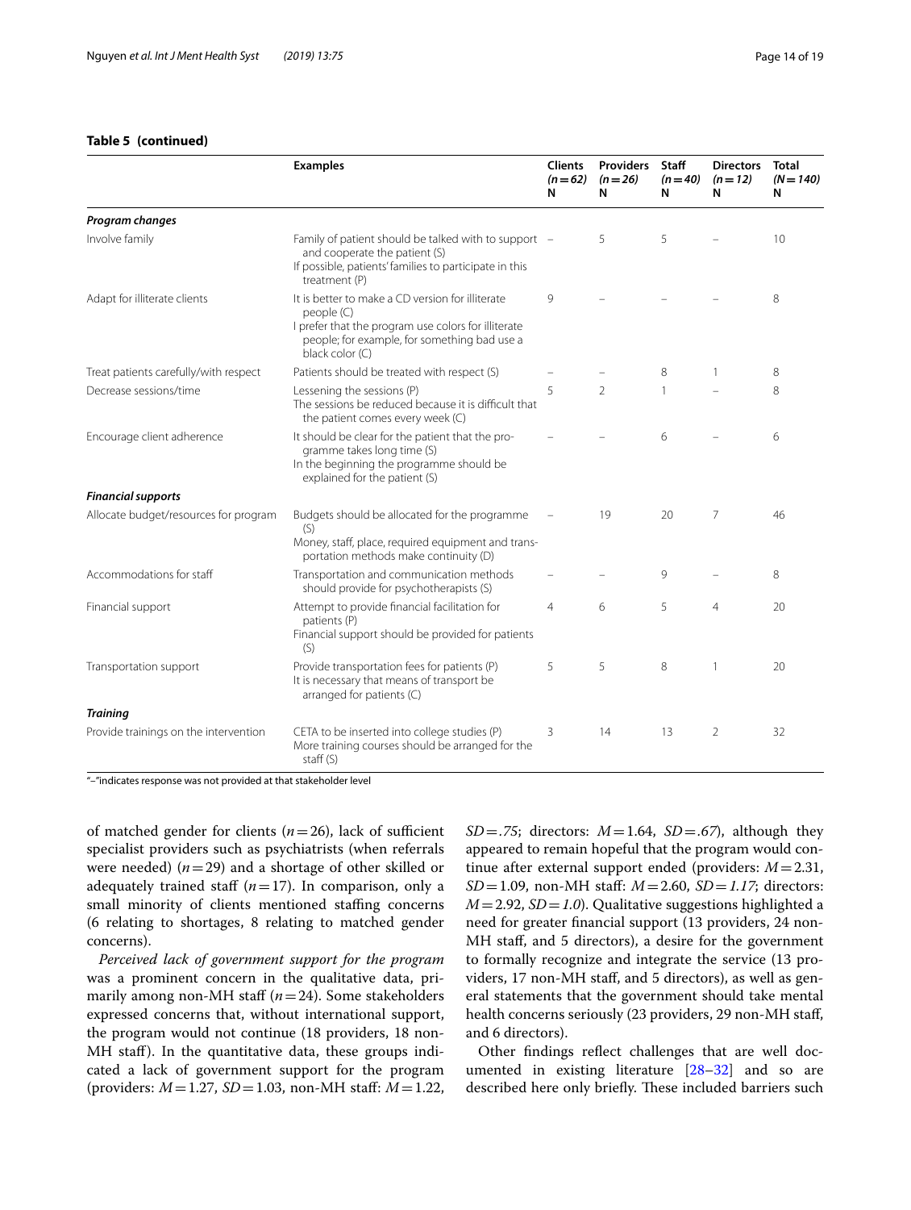**Table 5 (continued)**

| | Examples | Clients ($n=62$) N | Providers ($n=26$) N | Staff ($n=40$) N | Directors ($n=12$) N | Total ($N=140$) N |
|---|---|---|---|---|---|---|
| ***Program changes*** | | | | | | |
| Involve family | Family of patient should be talked with to support and cooperate the patient (S)<br>If possible, patients' families to participate in this treatment (P) | – | 5 | 5 | – | 10 |
| Adapt for illiterate clients | It is better to make a CD version for illiterate people (C)<br>I prefer that the program use colors for illiterate people; for example, for something bad use a black color (C) | 9 | – | – | – | 8 |
| Treat patients carefully/with respect | Patients should be treated with respect (S) | – | – | 8 | 1 | 8 |
| Decrease sessions/time | Lessening the sessions (P)<br>The sessions be reduced because it is difficult that the patient comes every week (C) | 5 | 2 | 1 | – | 8 |
| Encourage client adherence | It should be clear for the patient that the programme takes long time (S)<br>In the beginning the programme should be explained for the patient (S) | – | – | 6 | – | 6 |
| ***Financial supports*** | | | | | | |
| Allocate budget/resources for program | Budgets should be allocated for the programme (S)<br>Money, staff, place, required equipment and transportation methods make continuity (D) | – | 19 | 20 | 7 | 46 |
| Accommodations for staff | Transportation and communication methods should provide for psychotherapists (S) | – | – | 9 | – | 8 |
| Financial support | Attempt to provide financial facilitation for patients (P)<br>Financial support should be provided for patients (S) | 4 | 6 | 5 | 4 | 20 |
| Transportation support | Provide transportation fees for patients (P)<br>It is necessary that means of transport be arranged for patients (C) | 5 | 5 | 8 | 1 | 20 |
| ***Training*** | | | | | | |
| Provide trainings on the intervention | CETA to be inserted into college studies (P)<br>More training courses should be arranged for the staff (S) | 3 | 14 | 13 | 2 | 32 |

"–"indicates response was not provided at that stakeholder level

of matched gender for clients ($n=26$), lack of sufficient specialist providers such as psychiatrists (when referrals were needed) ($n=29$) and a shortage of other skilled or adequately trained staff ($n=17$). In comparison, only a small minority of clients mentioned staffing concerns (6 relating to shortages, 8 relating to matched gender concerns).

*Perceived lack of government support for the program* was a prominent concern in the qualitative data, primarily among non-MH staff ($n=24$). Some stakeholders expressed concerns that, without international support, the program would not continue (18 providers, 18 non-MH staff). In the quantitative data, these groups indicated a lack of government support for the program (providers: $M=1.27$, $SD=1.03$, non-MH staff: $M=1.22$, $SD=.75$; directors: $M=1.64$, $SD=.67$), although they appeared to remain hopeful that the program would continue after external support ended (providers: $M=2.31$, $SD=1.09$, non-MH staff: $M=2.60$, $SD=1.17$; directors: $M=2.92$, $SD=1.0$). Qualitative suggestions highlighted a need for greater financial support (13 providers, 24 non-MH staff, and 5 directors), a desire for the government to formally recognize and integrate the service (13 providers, 17 non-MH staff, and 5 directors), as well as general statements that the government should take mental health concerns seriously (23 providers, 29 non-MH staff, and 6 directors).

Other findings reflect challenges that are well documented in existing literature [28–32] and so are described here only briefly. These included barriers such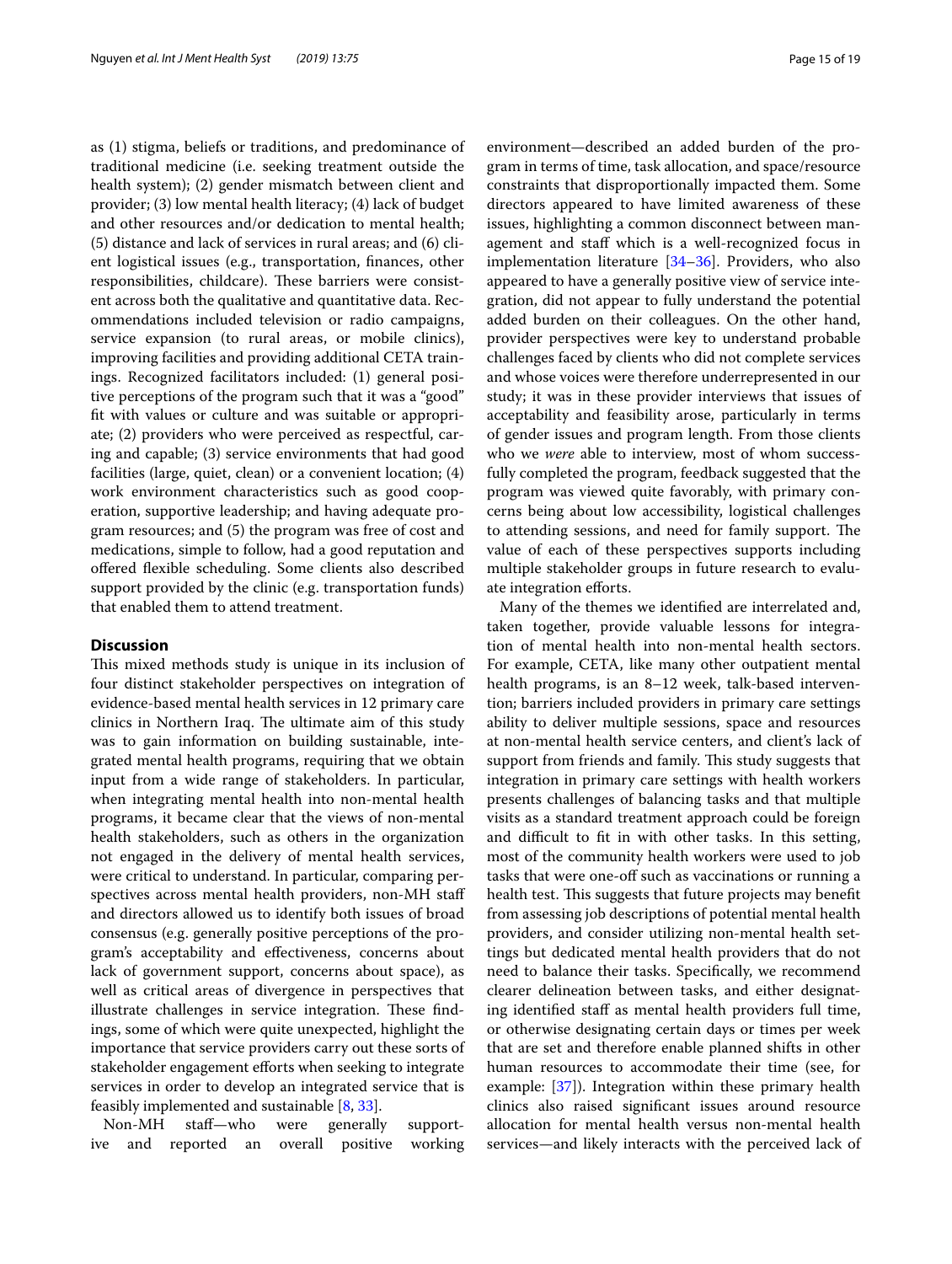as (1) stigma, beliefs or traditions, and predominance of traditional medicine (i.e. seeking treatment outside the health system); (2) gender mismatch between client and provider; (3) low mental health literacy; (4) lack of budget and other resources and/or dedication to mental health; (5) distance and lack of services in rural areas; and (6) client logistical issues (e.g., transportation, finances, other responsibilities, childcare). These barriers were consistent across both the qualitative and quantitative data. Recommendations included television or radio campaigns, service expansion (to rural areas, or mobile clinics), improving facilities and providing additional CETA trainings. Recognized facilitators included: (1) general positive perceptions of the program such that it was a "good" fit with values or culture and was suitable or appropriate; (2) providers who were perceived as respectful, caring and capable; (3) service environments that had good facilities (large, quiet, clean) or a convenient location; (4) work environment characteristics such as good cooperation, supportive leadership; and having adequate program resources; and (5) the program was free of cost and medications, simple to follow, had a good reputation and offered flexible scheduling. Some clients also described support provided by the clinic (e.g. transportation funds) that enabled them to attend treatment.

## Discussion

This mixed methods study is unique in its inclusion of four distinct stakeholder perspectives on integration of evidence-based mental health services in 12 primary care clinics in Northern Iraq. The ultimate aim of this study was to gain information on building sustainable, integrated mental health programs, requiring that we obtain input from a wide range of stakeholders. In particular, when integrating mental health into non-mental health programs, it became clear that the views of non-mental health stakeholders, such as others in the organization not engaged in the delivery of mental health services, were critical to understand. In particular, comparing perspectives across mental health providers, non-MH staff and directors allowed us to identify both issues of broad consensus (e.g. generally positive perceptions of the program's acceptability and effectiveness, concerns about lack of government support, concerns about space), as well as critical areas of divergence in perspectives that illustrate challenges in service integration. These findings, some of which were quite unexpected, highlight the importance that service providers carry out these sorts of stakeholder engagement efforts when seeking to integrate services in order to develop an integrated service that is feasibly implemented and sustainable [8, 33].

Non-MH staff—who were generally supportive and reported an overall positive working environment—described an added burden of the program in terms of time, task allocation, and space/resource constraints that disproportionally impacted them. Some directors appeared to have limited awareness of these issues, highlighting a common disconnect between management and staff which is a well-recognized focus in implementation literature [34–36]. Providers, who also appeared to have a generally positive view of service integration, did not appear to fully understand the potential added burden on their colleagues. On the other hand, provider perspectives were key to understand probable challenges faced by clients who did not complete services and whose voices were therefore underrepresented in our study; it was in these provider interviews that issues of acceptability and feasibility arose, particularly in terms of gender issues and program length. From those clients who we *were* able to interview, most of whom successfully completed the program, feedback suggested that the program was viewed quite favorably, with primary concerns being about low accessibility, logistical challenges to attending sessions, and need for family support. The value of each of these perspectives supports including multiple stakeholder groups in future research to evaluate integration efforts.

Many of the themes we identified are interrelated and, taken together, provide valuable lessons for integration of mental health into non-mental health sectors. For example, CETA, like many other outpatient mental health programs, is an 8–12 week, talk-based intervention; barriers included providers in primary care settings ability to deliver multiple sessions, space and resources at non-mental health service centers, and client's lack of support from friends and family. This study suggests that integration in primary care settings with health workers presents challenges of balancing tasks and that multiple visits as a standard treatment approach could be foreign and difficult to fit in with other tasks. In this setting, most of the community health workers were used to job tasks that were one-off such as vaccinations or running a health test. This suggests that future projects may benefit from assessing job descriptions of potential mental health providers, and consider utilizing non-mental health settings but dedicated mental health providers that do not need to balance their tasks. Specifically, we recommend clearer delineation between tasks, and either designating identified staff as mental health providers full time, or otherwise designating certain days or times per week that are set and therefore enable planned shifts in other human resources to accommodate their time (see, for example: [37]). Integration within these primary health clinics also raised significant issues around resource allocation for mental health versus non-mental health services—and likely interacts with the perceived lack of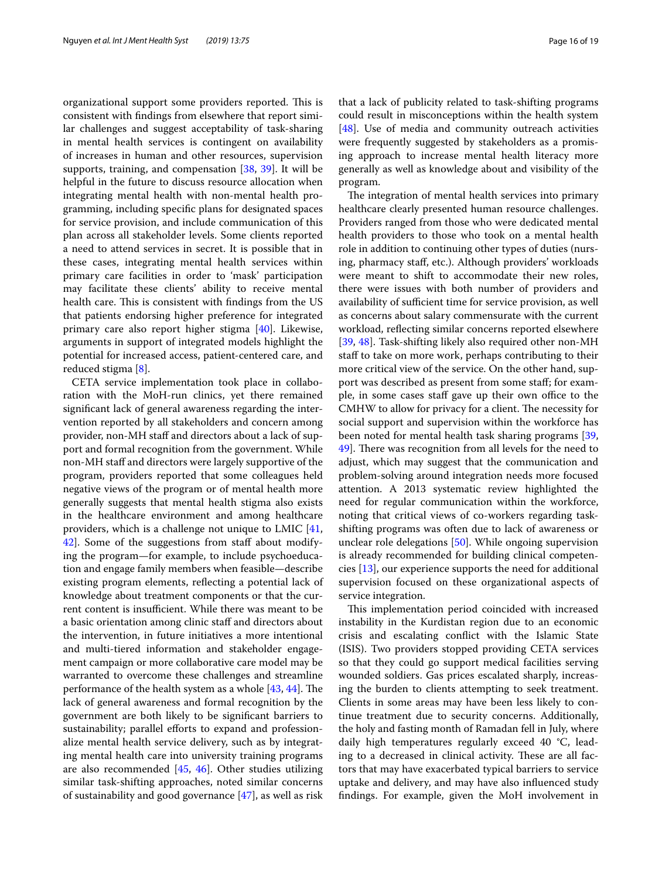organizational support some providers reported. This is consistent with findings from elsewhere that report similar challenges and suggest acceptability of task-sharing in mental health services is contingent on availability of increases in human and other resources, supervision supports, training, and compensation [38, 39]. It will be helpful in the future to discuss resource allocation when integrating mental health with non-mental health programming, including specific plans for designated spaces for service provision, and include communication of this plan across all stakeholder levels. Some clients reported a need to attend services in secret. It is possible that in these cases, integrating mental health services within primary care facilities in order to 'mask' participation may facilitate these clients' ability to receive mental health care. This is consistent with findings from the US that patients endorsing higher preference for integrated primary care also report higher stigma [40]. Likewise, arguments in support of integrated models highlight the potential for increased access, patient-centered care, and reduced stigma [8].

CETA service implementation took place in collaboration with the MoH-run clinics, yet there remained significant lack of general awareness regarding the intervention reported by all stakeholders and concern among provider, non-MH staff and directors about a lack of support and formal recognition from the government. While non-MH staff and directors were largely supportive of the program, providers reported that some colleagues held negative views of the program or of mental health more generally suggests that mental health stigma also exists in the healthcare environment and among healthcare providers, which is a challenge not unique to LMIC [41, 42]. Some of the suggestions from staff about modifying the program—for example, to include psychoeducation and engage family members when feasible—describe existing program elements, reflecting a potential lack of knowledge about treatment components or that the current content is insufficient. While there was meant to be a basic orientation among clinic staff and directors about the intervention, in future initiatives a more intentional and multi-tiered information and stakeholder engagement campaign or more collaborative care model may be warranted to overcome these challenges and streamline performance of the health system as a whole [43, 44]. The lack of general awareness and formal recognition by the government are both likely to be significant barriers to sustainability; parallel efforts to expand and professionalize mental health service delivery, such as by integrating mental health care into university training programs are also recommended [45, 46]. Other studies utilizing similar task-shifting approaches, noted similar concerns of sustainability and good governance [47], as well as risk that a lack of publicity related to task-shifting programs could result in misconceptions within the health system [48]. Use of media and community outreach activities were frequently suggested by stakeholders as a promising approach to increase mental health literacy more generally as well as knowledge about and visibility of the program.

The integration of mental health services into primary healthcare clearly presented human resource challenges. Providers ranged from those who were dedicated mental health providers to those who took on a mental health role in addition to continuing other types of duties (nursing, pharmacy staff, etc.). Although providers' workloads were meant to shift to accommodate their new roles, there were issues with both number of providers and availability of sufficient time for service provision, as well as concerns about salary commensurate with the current workload, reflecting similar concerns reported elsewhere [39, 48]. Task-shifting likely also required other non-MH staff to take on more work, perhaps contributing to their more critical view of the service. On the other hand, support was described as present from some staff; for example, in some cases staff gave up their own office to the CMHW to allow for privacy for a client. The necessity for social support and supervision within the workforce has been noted for mental health task sharing programs [39, 49]. There was recognition from all levels for the need to adjust, which may suggest that the communication and problem-solving around integration needs more focused attention. A 2013 systematic review highlighted the need for regular communication within the workforce, noting that critical views of co-workers regarding task-shifting programs was often due to lack of awareness or unclear role delegations [50]. While ongoing supervision is already recommended for building clinical competencies [13], our experience supports the need for additional supervision focused on these organizational aspects of service integration.

This implementation period coincided with increased instability in the Kurdistan region due to an economic crisis and escalating conflict with the Islamic State (ISIS). Two providers stopped providing CETA services so that they could go support medical facilities serving wounded soldiers. Gas prices escalated sharply, increasing the burden to clients attempting to seek treatment. Clients in some areas may have been less likely to continue treatment due to security concerns. Additionally, the holy and fasting month of Ramadan fell in July, where daily high temperatures regularly exceed 40 °C, leading to a decreased in clinical activity. These are all factors that may have exacerbated typical barriers to service uptake and delivery, and may have also influenced study findings. For example, given the MoH involvement in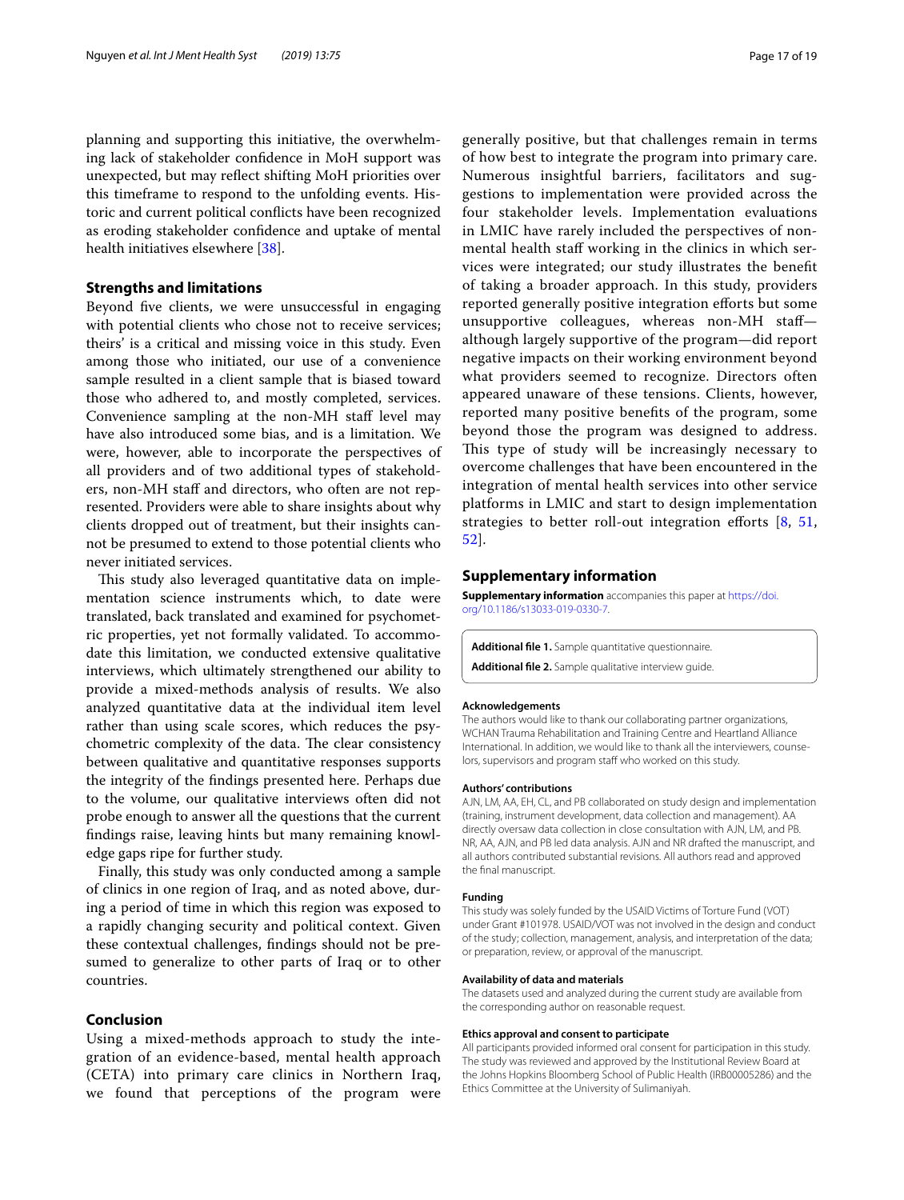planning and supporting this initiative, the overwhelming lack of stakeholder confidence in MoH support was unexpected, but may reflect shifting MoH priorities over this timeframe to respond to the unfolding events. Historic and current political conflicts have been recognized as eroding stakeholder confidence and uptake of mental health initiatives elsewhere [38].

### Strengths and limitations

Beyond five clients, we were unsuccessful in engaging with potential clients who chose not to receive services; theirs' is a critical and missing voice in this study. Even among those who initiated, our use of a convenience sample resulted in a client sample that is biased toward those who adhered to, and mostly completed, services. Convenience sampling at the non-MH staff level may have also introduced some bias, and is a limitation. We were, however, able to incorporate the perspectives of all providers and of two additional types of stakeholders, non-MH staff and directors, who often are not represented. Providers were able to share insights about why clients dropped out of treatment, but their insights cannot be presumed to extend to those potential clients who never initiated services.

This study also leveraged quantitative data on implementation science instruments which, to date were translated, back translated and examined for psychometric properties, yet not formally validated. To accommodate this limitation, we conducted extensive qualitative interviews, which ultimately strengthened our ability to provide a mixed-methods analysis of results. We also analyzed quantitative data at the individual item level rather than using scale scores, which reduces the psychometric complexity of the data. The clear consistency between qualitative and quantitative responses supports the integrity of the findings presented here. Perhaps due to the volume, our qualitative interviews often did not probe enough to answer all the questions that the current findings raise, leaving hints but many remaining knowledge gaps ripe for further study.

Finally, this study was only conducted among a sample of clinics in one region of Iraq, and as noted above, during a period of time in which this region was exposed to a rapidly changing security and political context. Given these contextual challenges, findings should not be presumed to generalize to other parts of Iraq or to other countries.

## Conclusion

Using a mixed-methods approach to study the integration of an evidence-based, mental health approach (CETA) into primary care clinics in Northern Iraq, we found that perceptions of the program were generally positive, but that challenges remain in terms of how best to integrate the program into primary care. Numerous insightful barriers, facilitators and suggestions to implementation were provided across the four stakeholder levels. Implementation evaluations in LMIC have rarely included the perspectives of non-mental health staff working in the clinics in which services were integrated; our study illustrates the benefit of taking a broader approach. In this study, providers reported generally positive integration efforts but some unsupportive colleagues, whereas non-MH staff—although largely supportive of the program—did report negative impacts on their working environment beyond what providers seemed to recognize. Directors often appeared unaware of these tensions. Clients, however, reported many positive benefits of the program, some beyond those the program was designed to address. This type of study will be increasingly necessary to overcome challenges that have been encountered in the integration of mental health services into other service platforms in LMIC and start to design implementation strategies to better roll-out integration efforts [8, 51, 52].

## Supplementary information

**Supplementary information** accompanies this paper at https://doi.org/10.1186/s13033-019-0330-7.

**Additional file 1.** Sample quantitative questionnaire.

**Additional file 2.** Sample qualitative interview guide.

#### Acknowledgements

The authors would like to thank our collaborating partner organizations, WCHAN Trauma Rehabilitation and Training Centre and Heartland Alliance International. In addition, we would like to thank all the interviewers, counselors, supervisors and program staff who worked on this study.

#### Authors' contributions

AJN, LM, AA, EH, CL, and PB collaborated on study design and implementation (training, instrument development, data collection and management). AA directly oversaw data collection in close consultation with AJN, LM, and PB. NR, AA, AJN, and PB led data analysis. AJN and NR drafted the manuscript, and all authors contributed substantial revisions. All authors read and approved the final manuscript.

#### Funding

This study was solely funded by the USAID Victims of Torture Fund (VOT) under Grant #101978. USAID/VOT was not involved in the design and conduct of the study; collection, management, analysis, and interpretation of the data; or preparation, review, or approval of the manuscript.

#### Availability of data and materials

The datasets used and analyzed during the current study are available from the corresponding author on reasonable request.

#### Ethics approval and consent to participate

All participants provided informed oral consent for participation in this study. The study was reviewed and approved by the Institutional Review Board at the Johns Hopkins Bloomberg School of Public Health (IRB00005286) and the Ethics Committee at the University of Sulimaniyah.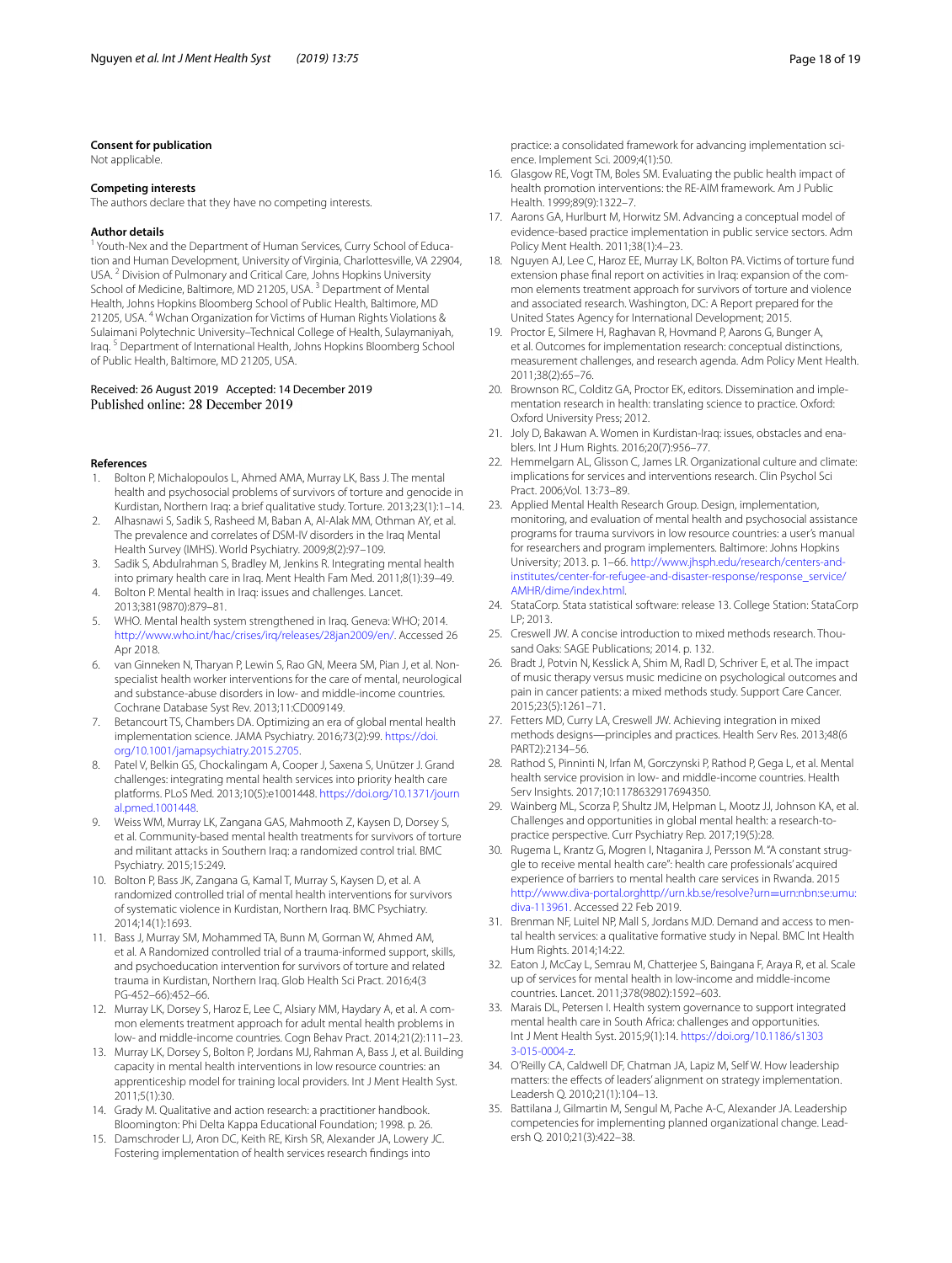**Consent for publication**

Not applicable.

**Competing interests**

The authors declare that they have no competing interests.

**Author details**

[1] Youth-Nex and the Department of Human Services, Curry School of Education and Human Development, University of Virginia, Charlottesville, VA 22904, USA. [2] Division of Pulmonary and Critical Care, Johns Hopkins University School of Medicine, Baltimore, MD 21205, USA. [3] Department of Mental Health, Johns Hopkins Bloomberg School of Public Health, Baltimore, MD 21205, USA. [4] Wchan Organization for Victims of Human Rights Violations & Sulaimani Polytechnic University–Technical College of Health, Sulaymaniyah, Iraq. [5] Department of International Health, Johns Hopkins Bloomberg School of Public Health, Baltimore, MD 21205, USA.

Received: 26 August 2019 Accepted: 14 December 2019
Published online: 28 December 2019

**References**

1. Bolton P, Michalopoulos L, Ahmed AMA, Murray LK, Bass J. The mental health and psychosocial problems of survivors of torture and genocide in Kurdistan, Northern Iraq: a brief qualitative study. Torture. 2013;23(1):1–14.
2. Alhasnawi S, Sadik S, Rasheed M, Baban A, Al-Alak MM, Othman AY, et al. The prevalence and correlates of DSM-IV disorders in the Iraq Mental Health Survey (IMHS). World Psychiatry. 2009;8(2):97–109.
3. Sadik S, Abdulrahman S, Bradley M, Jenkins R. Integrating mental health into primary health care in Iraq. Ment Health Fam Med. 2011;8(1):39–49.
4. Bolton P. Mental health in Iraq: issues and challenges. Lancet. 2013;381(9870):879–81.
5. WHO. Mental health system strengthened in Iraq. Geneva: WHO; 2014. http://www.who.int/hac/crises/irq/releases/28jan2009/en/. Accessed 26 Apr 2018.
6. van Ginneken N, Tharyan P, Lewin S, Rao GN, Meera SM, Pian J, et al. Non-specialist health worker interventions for the care of mental, neurological and substance-abuse disorders in low- and middle-income countries. Cochrane Database Syst Rev. 2013;11:CD009149.
7. Betancourt TS, Chambers DA. Optimizing an era of global mental health implementation science. JAMA Psychiatry. 2016;73(2):99. https://doi.org/10.1001/jamapsychiatry.2015.2705.
8. Patel V, Belkin GS, Chockalingam A, Cooper J, Saxena S, Unützer J. Grand challenges: integrating mental health services into priority health care platforms. PLoS Med. 2013;10(5):e1001448. https://doi.org/10.1371/journal.pmed.1001448.
9. Weiss WM, Murray LK, Zangana GAS, Mahmooth Z, Kaysen D, Dorsey S, et al. Community-based mental health treatments for survivors of torture and militant attacks in Southern Iraq: a randomized control trial. BMC Psychiatry. 2015;15:249.
10. Bolton P, Bass JK, Zangana G, Kamal T, Murray S, Kaysen D, et al. A randomized controlled trial of mental health interventions for survivors of systematic violence in Kurdistan, Northern Iraq. BMC Psychiatry. 2014;14(1):1693.
11. Bass J, Murray SM, Mohammed TA, Bunn M, Gorman W, Ahmed AM, et al. A Randomized controlled trial of a trauma-informed support, skills, and psychoeducation intervention for survivors of torture and related trauma in Kurdistan, Northern Iraq. Glob Health Sci Pract. 2016;4(3 PG-452–66):452–66.
12. Murray LK, Dorsey S, Haroz E, Lee C, Alsiary MM, Haydary A, et al. A common elements treatment approach for adult mental health problems in low- and middle-income countries. Cogn Behav Pract. 2014;21(2):111–23.
13. Murray LK, Dorsey S, Bolton P, Jordans MJ, Rahman A, Bass J, et al. Building capacity in mental health interventions in low resource countries: an apprenticeship model for training local providers. Int J Ment Health Syst. 2011;5(1):30.
14. Grady M. Qualitative and action research: a practitioner handbook. Bloomington: Phi Delta Kappa Educational Foundation; 1998. p. 26.
15. Damschroder LJ, Aron DC, Keith RE, Kirsh SR, Alexander JA, Lowery JC. Fostering implementation of health services research findings into practice: a consolidated framework for advancing implementation science. Implement Sci. 2009;4(1):50.
16. Glasgow RE, Vogt TM, Boles SM. Evaluating the public health impact of health promotion interventions: the RE-AIM framework. Am J Public Health. 1999;89(9):1322–7.
17. Aarons GA, Hurlburt M, Horwitz SM. Advancing a conceptual model of evidence-based practice implementation in public service sectors. Adm Policy Ment Health. 2011;38(1):4–23.
18. Nguyen AJ, Lee C, Haroz EE, Murray LK, Bolton PA. Victims of torture fund extension phase final report on activities in Iraq: expansion of the common elements treatment approach for survivors of torture and violence and associated research. Washington, DC: A Report prepared for the United States Agency for International Development; 2015.
19. Proctor E, Silmere H, Raghavan R, Hovmand P, Aarons G, Bunger A, et al. Outcomes for implementation research: conceptual distinctions, measurement challenges, and research agenda. Adm Policy Ment Health. 2011;38(2):65–76.
20. Brownson RC, Colditz GA, Proctor EK, editors. Dissemination and implementation research in health: translating science to practice. Oxford: Oxford University Press; 2012.
21. Joly D, Bakawan A. Women in Kurdistan-Iraq: issues, obstacles and enablers. Int J Hum Rights. 2016;20(7):956–77.
22. Hemmelgarn AL, Glisson C, James LR. Organizational culture and climate: implications for services and interventions research. Clin Psychol Sci Pract. 2006;Vol. 13:73–89.
23. Applied Mental Health Research Group. Design, implementation, monitoring, and evaluation of mental health and psychosocial assistance programs for trauma survivors in low resource countries: a user's manual for researchers and program implementers. Baltimore: Johns Hopkins University; 2013. p. 1–66. http://www.jhsph.edu/research/centers-and-institutes/center-for-refugee-and-disaster-response/response_service/AMHR/dime/index.html.
24. StataCorp. Stata statistical software: release 13. College Station: StataCorp LP; 2013.
25. Creswell JW. A concise introduction to mixed methods research. Thousand Oaks: SAGE Publications; 2014. p. 132.
26. Bradt J, Potvin N, Kesslick A, Shim M, Radl D, Schriver E, et al. The impact of music therapy versus music medicine on psychological outcomes and pain in cancer patients: a mixed methods study. Support Care Cancer. 2015;23(5):1261–71.
27. Fetters MD, Curry LA, Creswell JW. Achieving integration in mixed methods designs—principles and practices. Health Serv Res. 2013;48(6 PART2):2134–56.
28. Rathod S, Pinninti N, Irfan M, Gorczynski P, Rathod P, Gega L, et al. Mental health service provision in low- and middle-income countries. Health Serv Insights. 2017;10:1178632917694350.
29. Wainberg ML, Scorza P, Shultz JM, Helpman L, Mootz JJ, Johnson KA, et al. Challenges and opportunities in global mental health: a research-to-practice perspective. Curr Psychiatry Rep. 2017;19(5):28.
30. Rugema L, Krantz G, Mogren I, Ntaganira J, Persson M. "A constant struggle to receive mental health care": health care professionals' acquired experience of barriers to mental health care services in Rwanda. 2015 http://www.diva-portal.orghttp//urn.kb.se/resolve?urn=urn:nbn:se:umu:diva-113961. Accessed 22 Feb 2019.
31. Brenman NF, Luitel NP, Mall S, Jordans MJD. Demand and access to mental health services: a qualitative formative study in Nepal. BMC Int Health Hum Rights. 2014;14:22.
32. Eaton J, McCay L, Semrau M, Chatterjee S, Baingana F, Araya R, et al. Scale up of services for mental health in low-income and middle-income countries. Lancet. 2011;378(9802):1592–603.
33. Marais DL, Petersen I. Health system governance to support integrated mental health care in South Africa: challenges and opportunities. Int J Ment Health Syst. 2015;9(1):14. https://doi.org/10.1186/s13033-015-0004-z.
34. O'Reilly CA, Caldwell DF, Chatman JA, Lapiz M, Self W. How leadership matters: the effects of leaders' alignment on strategy implementation. Leadersh Q. 2010;21(1):104–13.
35. Battilana J, Gilmartin M, Sengul M, Pache A-C, Alexander JA. Leadership competencies for implementing planned organizational change. Leadersh Q. 2010;21(3):422–38.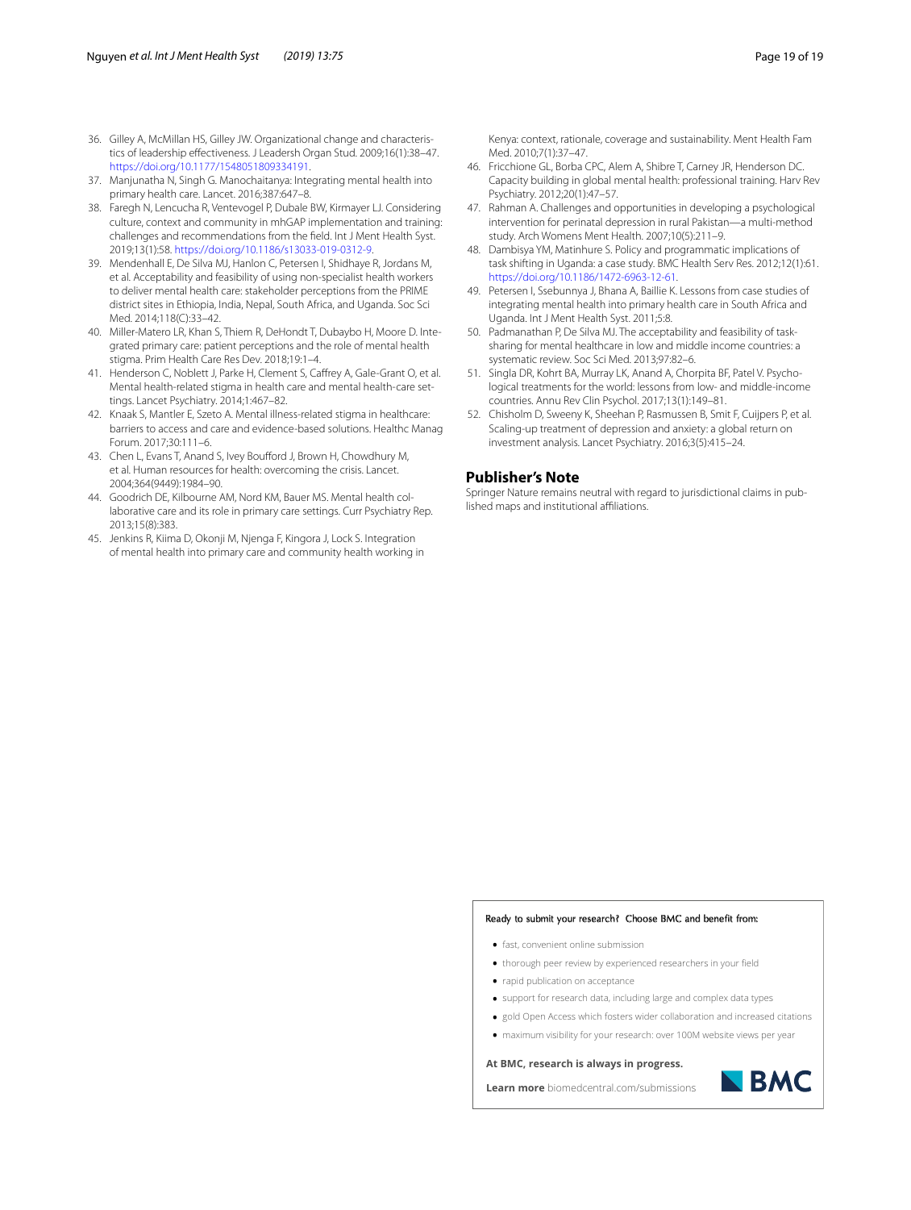36. Gilley A, McMillan HS, Gilley JW. Organizational change and characteristics of leadership effectiveness. J Leadersh Organ Stud. 2009;16(1):38–47. https://doi.org/10.1177/1548051809334191.
37. Manjunatha N, Singh G. Manochaitanya: Integrating mental health into primary health care. Lancet. 2016;387:647–8.
38. Faregh N, Lencucha R, Ventevogel P, Dubale BW, Kirmayer LJ. Considering culture, context and community in mhGAP implementation and training: challenges and recommendations from the field. Int J Ment Health Syst. 2019;13(1):58. https://doi.org/10.1186/s13033-019-0312-9.
39. Mendenhall E, De Silva MJ, Hanlon C, Petersen I, Shidhaye R, Jordans M, et al. Acceptability and feasibility of using non-specialist health workers to deliver mental health care: stakeholder perceptions from the PRIME district sites in Ethiopia, India, Nepal, South Africa, and Uganda. Soc Sci Med. 2014;118(C):33–42.
40. Miller-Matero LR, Khan S, Thiem R, DeHondt T, Dubaybo H, Moore D. Integrated primary care: patient perceptions and the role of mental health stigma. Prim Health Care Res Dev. 2018;19:1–4.
41. Henderson C, Noblett J, Parke H, Clement S, Caffrey A, Gale-Grant O, et al. Mental health-related stigma in health care and mental health-care settings. Lancet Psychiatry. 2014;1:467–82.
42. Knaak S, Mantler E, Szeto A. Mental illness-related stigma in healthcare: barriers to access and care and evidence-based solutions. Healthc Manag Forum. 2017;30:111–6.
43. Chen L, Evans T, Anand S, Ivey Boufford J, Brown H, Chowdhury M, et al. Human resources for health: overcoming the crisis. Lancet. 2004;364(9449):1984–90.
44. Goodrich DE, Kilbourne AM, Nord KM, Bauer MS. Mental health collaborative care and its role in primary care settings. Curr Psychiatry Rep. 2013;15(8):383.
45. Jenkins R, Kiima D, Okonji M, Njenga F, Kingora J, Lock S. Integration of mental health into primary care and community health working in Kenya: context, rationale, coverage and sustainability. Ment Health Fam Med. 2010;7(1):37–47.
46. Fricchione GL, Borba CPC, Alem A, Shibre T, Carney JR, Henderson DC. Capacity building in global mental health: professional training. Harv Rev Psychiatry. 2012;20(1):47–57.
47. Rahman A. Challenges and opportunities in developing a psychological intervention for perinatal depression in rural Pakistan—a multi-method study. Arch Womens Ment Health. 2007;10(5):211–9.
48. Dambisya YM, Matinhure S. Policy and programmatic implications of task shifting in Uganda: a case study. BMC Health Serv Res. 2012;12(1):61. https://doi.org/10.1186/1472-6963-12-61.
49. Petersen I, Ssebunnya J, Bhana A, Baillie K. Lessons from case studies of integrating mental health into primary health care in South Africa and Uganda. Int J Ment Health Syst. 2011;5:8.
50. Padmanathan P, De Silva MJ. The acceptability and feasibility of task-sharing for mental healthcare in low and middle income countries: a systematic review. Soc Sci Med. 2013;97:82–6.
51. Singla DR, Kohrt BA, Murray LK, Anand A, Chorpita BF, Patel V. Psychological treatments for the world: lessons from low- and middle-income countries. Annu Rev Clin Psychol. 2017;13(1):149–81.
52. Chisholm D, Sweeny K, Sheehan P, Rasmussen B, Smit F, Cuijpers P, et al. Scaling-up treatment of depression and anxiety: a global return on investment analysis. Lancet Psychiatry. 2016;3(5):415–24.

## Publisher's Note

Springer Nature remains neutral with regard to jurisdictional claims in published maps and institutional affiliations.

Ready to submit your research? Choose BMC and benefit from:

- fast, convenient online submission
- thorough peer review by experienced researchers in your field
- rapid publication on acceptance
- support for research data, including large and complex data types
- gold Open Access which fosters wider collaboration and increased citations
- maximum visibility for your research: over 100M website views per year

**At BMC, research is always in progress.**

**Learn more** biomedcentral.com/submissions

BMC